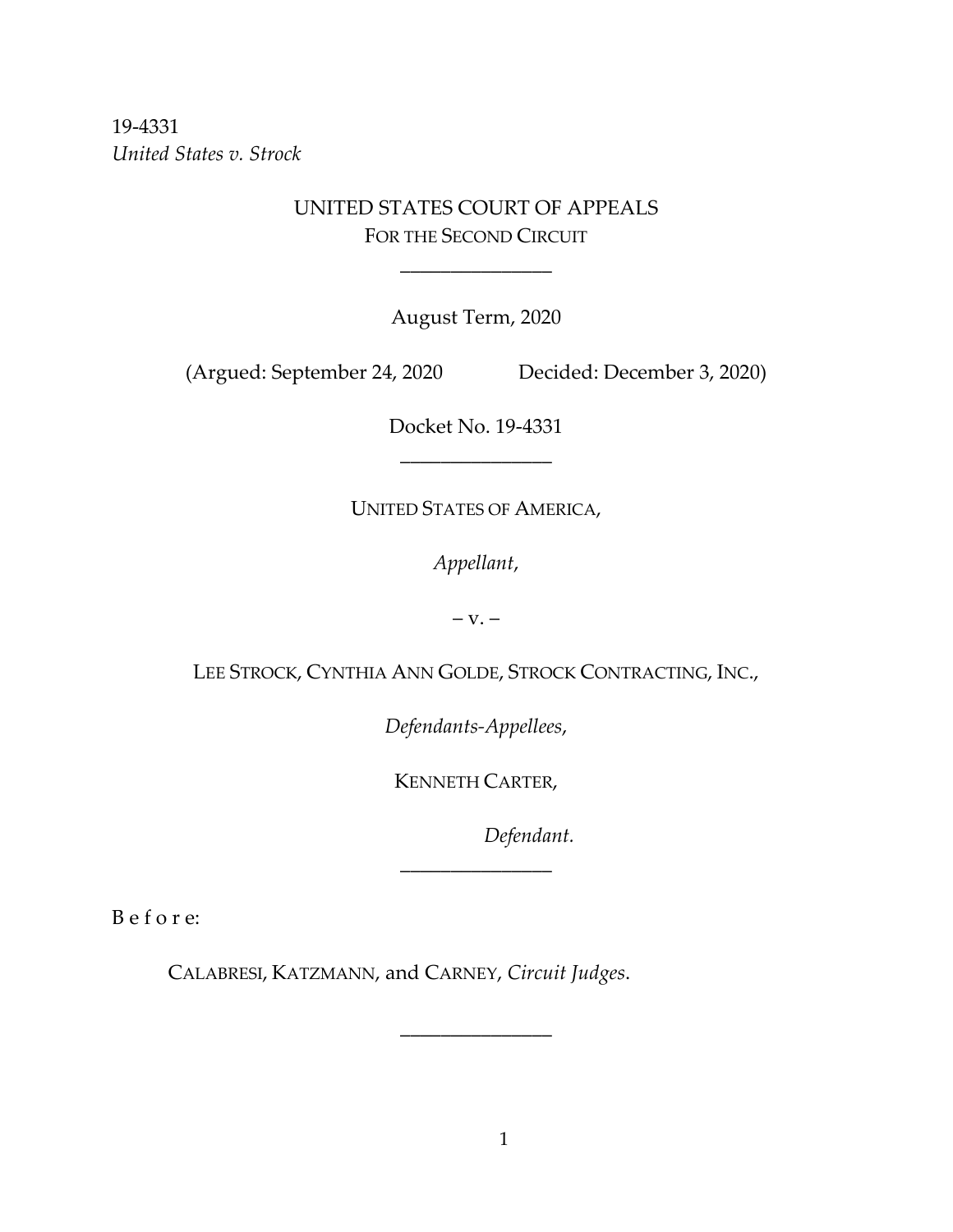19-4331
*United States v. Strock*

UNITED STATES COURT OF APPEALS
FOR THE SECOND CIRCUIT

\_\_\_\_\_\_\_\_\_\_\_\_\_\_\_\_

August Term, 2020

(Argued: September 24, 2020 Decided: December 3, 2020)

Docket No. 19-4331

\_\_\_\_\_\_\_\_\_\_\_\_\_\_\_\_

UNITED STATES OF AMERICA,

*Appellant*,

– v. –

LEE STROCK, CYNTHIA ANN GOLDE, STROCK CONTRACTING, INC.,

*Defendants-Appellees*,

KENNETH CARTER,

*Defendant.*

\_\_\_\_\_\_\_\_\_\_\_\_\_\_\_\_

B e f o r e:

CALABRESI, KATZMANN, and CARNEY, *Circuit Judges*.

\_\_\_\_\_\_\_\_\_\_\_\_\_\_\_\_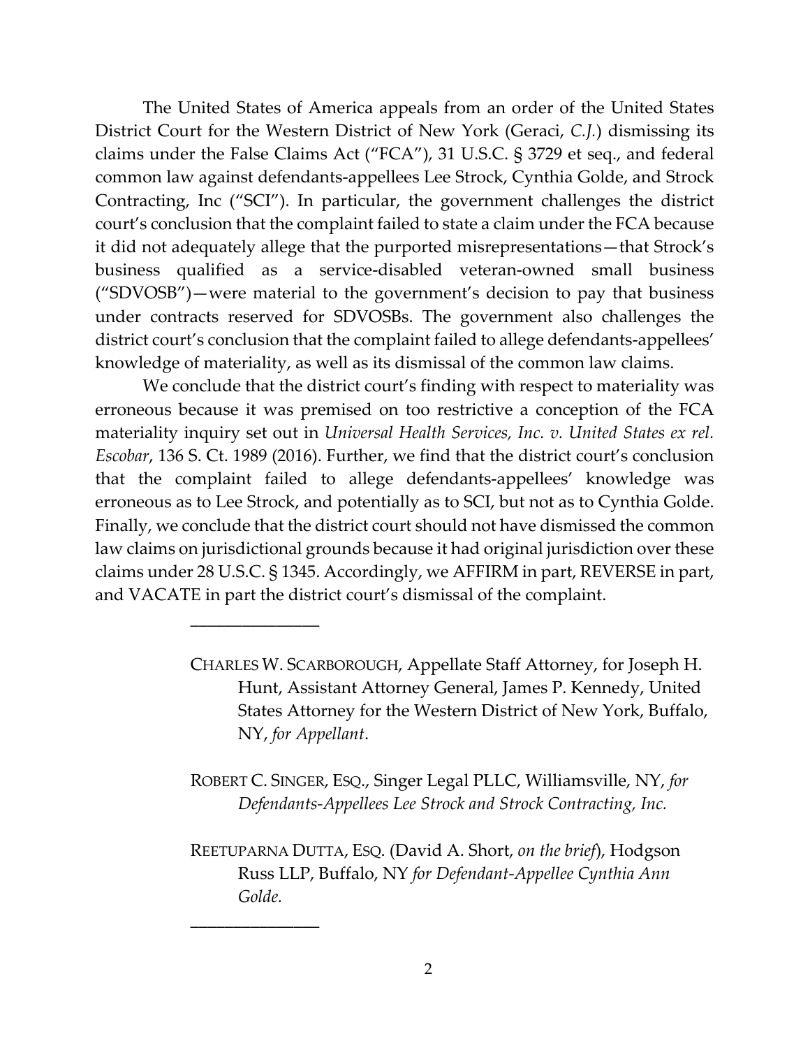The United States of America appeals from an order of the United States District Court for the Western District of New York (Geraci, *C.J.*) dismissing its claims under the False Claims Act ("FCA"), 31 U.S.C. § 3729 et seq., and federal common law against defendants-appellees Lee Strock, Cynthia Golde, and Strock Contracting, Inc ("SCI"). In particular, the government challenges the district court's conclusion that the complaint failed to state a claim under the FCA because it did not adequately allege that the purported misrepresentations—that Strock's business qualified as a service-disabled veteran-owned small business ("SDVOSB")—were material to the government's decision to pay that business under contracts reserved for SDVOSBs. The government also challenges the district court's conclusion that the complaint failed to allege defendants-appellees' knowledge of materiality, as well as its dismissal of the common law claims.

We conclude that the district court's finding with respect to materiality was erroneous because it was premised on too restrictive a conception of the FCA materiality inquiry set out in *Universal Health Services, Inc. v. United States ex rel. Escobar*, 136 S. Ct. 1989 (2016). Further, we find that the district court's conclusion that the complaint failed to allege defendants-appellees' knowledge was erroneous as to Lee Strock, and potentially as to SCI, but not as to Cynthia Golde. Finally, we conclude that the district court should not have dismissed the common law claims on jurisdictional grounds because it had original jurisdiction over these claims under 28 U.S.C. § 1345. Accordingly, we AFFIRM in part, REVERSE in part, and VACATE in part the district court's dismissal of the complaint.

---

CHARLES W. SCARBOROUGH, Appellate Staff Attorney, for Joseph H. Hunt, Assistant Attorney General, James P. Kennedy, United States Attorney for the Western District of New York, Buffalo, NY, *for Appellant*.

ROBERT C. SINGER, ESQ., Singer Legal PLLC, Williamsville, NY, *for Defendants-Appellees Lee Strock and Strock Contracting, Inc.*

REETUPARNA DUTTA, ESQ. (David A. Short, *on the brief*), Hodgson Russ LLP, Buffalo, NY *for Defendant-Appellee Cynthia Ann Golde.*

---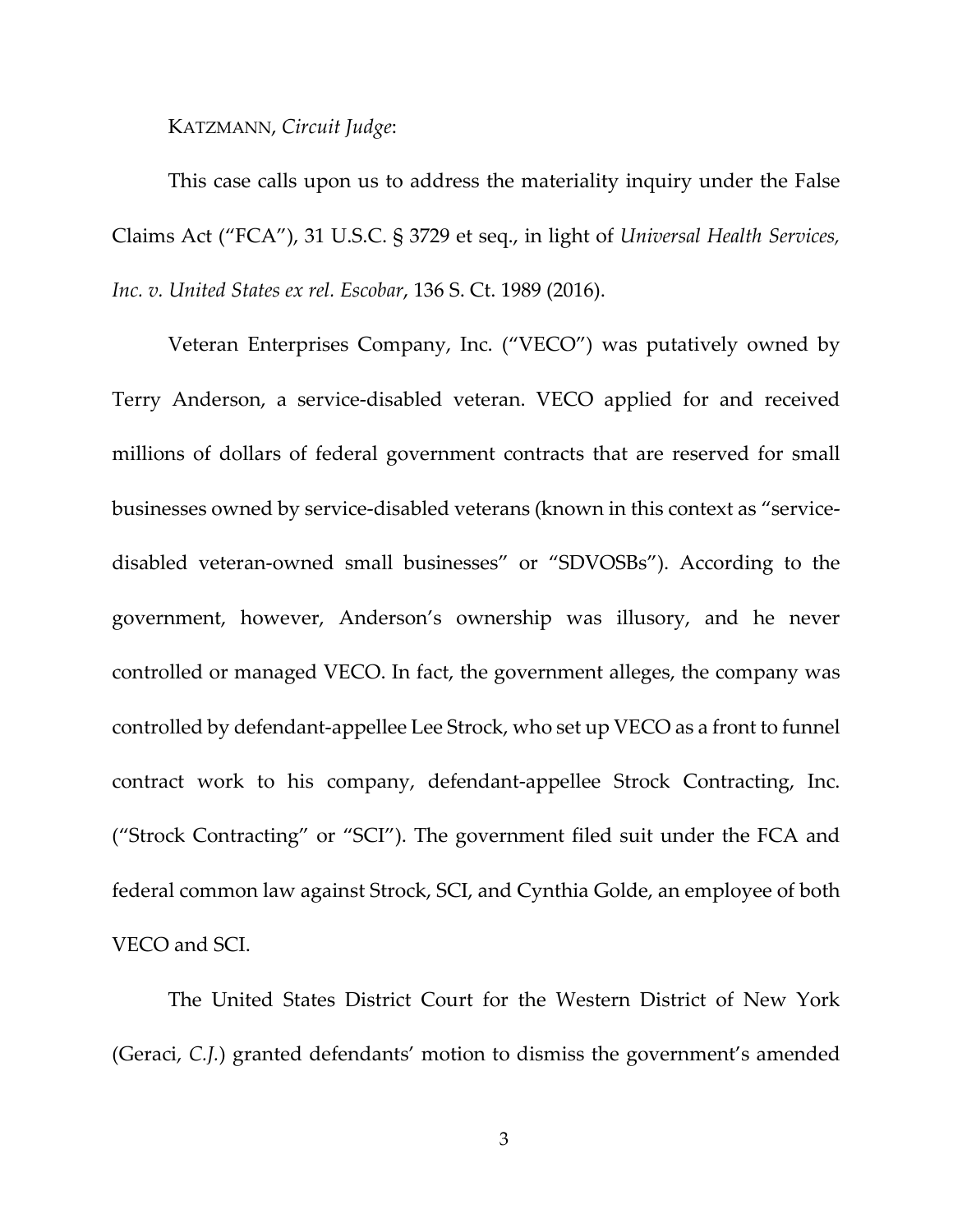KATZMANN, *Circuit Judge*:

This case calls upon us to address the materiality inquiry under the False Claims Act ("FCA"), 31 U.S.C. § 3729 et seq., in light of *Universal Health Services, Inc. v. United States ex rel. Escobar*, 136 S. Ct. 1989 (2016).

Veteran Enterprises Company, Inc. ("VECO") was putatively owned by Terry Anderson, a service-disabled veteran. VECO applied for and received millions of dollars of federal government contracts that are reserved for small businesses owned by service-disabled veterans (known in this context as "service-disabled veteran-owned small businesses" or "SDVOSBs"). According to the government, however, Anderson's ownership was illusory, and he never controlled or managed VECO. In fact, the government alleges, the company was controlled by defendant-appellee Lee Strock, who set up VECO as a front to funnel contract work to his company, defendant-appellee Strock Contracting, Inc. ("Strock Contracting" or "SCI"). The government filed suit under the FCA and federal common law against Strock, SCI, and Cynthia Golde, an employee of both VECO and SCI.

The United States District Court for the Western District of New York (Geraci, *C.J.*) granted defendants' motion to dismiss the government's amended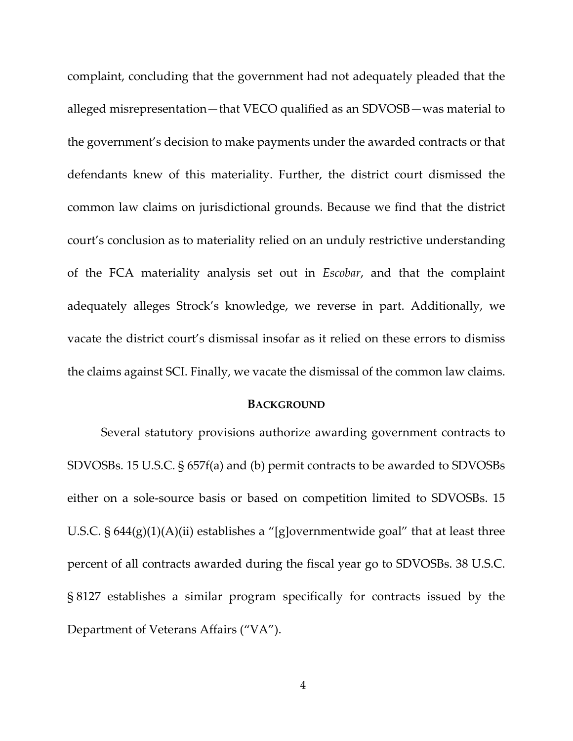complaint, concluding that the government had not adequately pleaded that the alleged misrepresentation—that VECO qualified as an SDVOSB—was material to the government's decision to make payments under the awarded contracts or that defendants knew of this materiality. Further, the district court dismissed the common law claims on jurisdictional grounds. Because we find that the district court's conclusion as to materiality relied on an unduly restrictive understanding of the FCA materiality analysis set out in *Escobar*, and that the complaint adequately alleges Strock's knowledge, we reverse in part. Additionally, we vacate the district court's dismissal insofar as it relied on these errors to dismiss the claims against SCI. Finally, we vacate the dismissal of the common law claims.

## BACKGROUND

Several statutory provisions authorize awarding government contracts to SDVOSBs. 15 U.S.C. § 657f(a) and (b) permit contracts to be awarded to SDVOSBs either on a sole-source basis or based on competition limited to SDVOSBs. 15 U.S.C. § 644(g)(1)(A)(ii) establishes a "[g]overnmentwide goal" that at least three percent of all contracts awarded during the fiscal year go to SDVOSBs. 38 U.S.C. § 8127 establishes a similar program specifically for contracts issued by the Department of Veterans Affairs ("VA").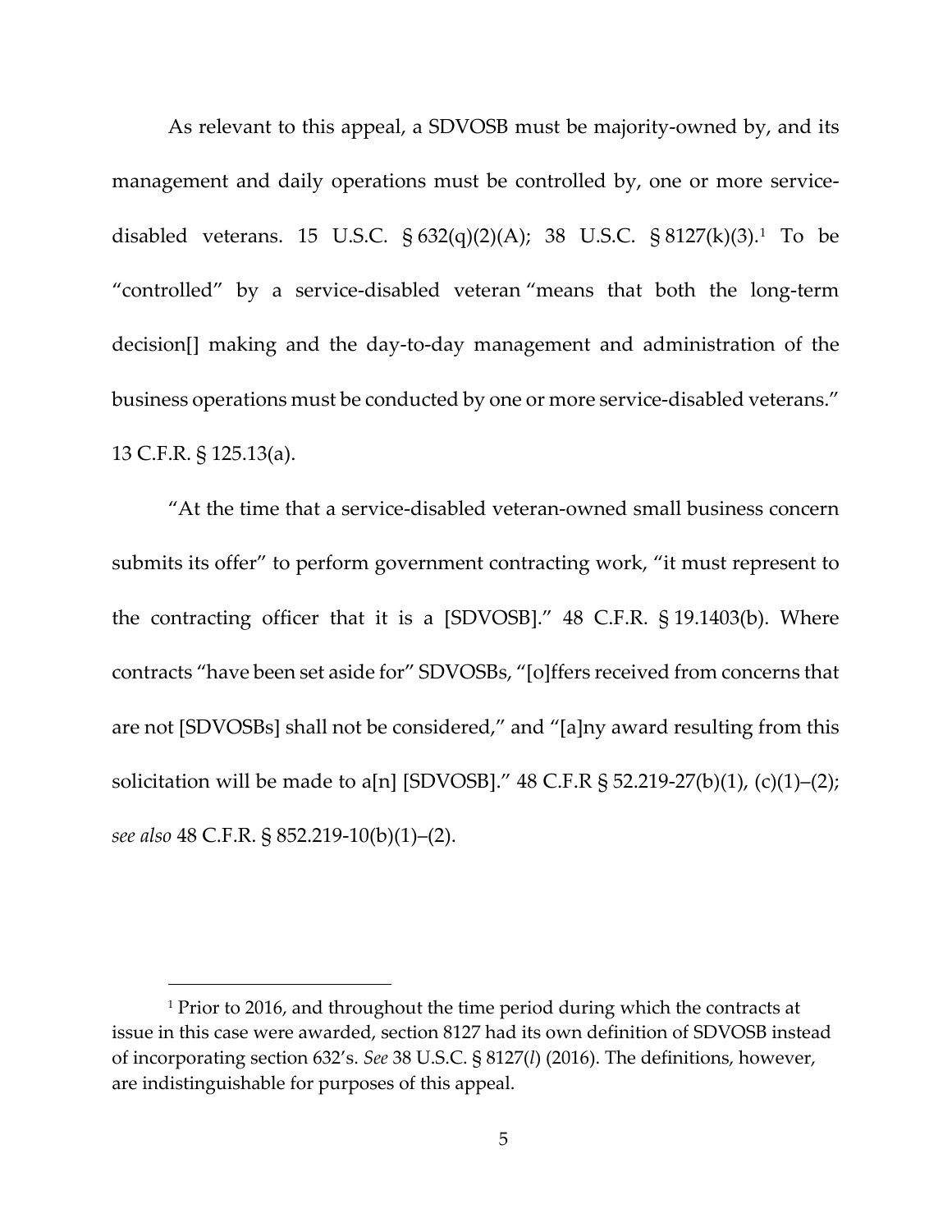As relevant to this appeal, a SDVOSB must be majority-owned by, and its management and daily operations must be controlled by, one or more service-disabled veterans. 15 U.S.C. § 632(q)(2)(A); 38 U.S.C. § 8127(k)(3).[1] To be "controlled" by a service-disabled veteran "means that both the long-term decision[] making and the day-to-day management and administration of the business operations must be conducted by one or more service-disabled veterans." 13 C.F.R. § 125.13(a).

"At the time that a service-disabled veteran-owned small business concern submits its offer" to perform government contracting work, "it must represent to the contracting officer that it is a [SDVOSB]." 48 C.F.R. § 19.1403(b). Where contracts "have been set aside for" SDVOSBs, "[o]ffers received from concerns that are not [SDVOSBs] shall not be considered," and "[a]ny award resulting from this solicitation will be made to a[n] [SDVOSB]." 48 C.F.R § 52.219-27(b)(1), (c)(1)–(2); *see also* 48 C.F.R. § 852.219-10(b)(1)–(2).

[1] Prior to 2016, and throughout the time period during which the contracts at issue in this case were awarded, section 8127 had its own definition of SDVOSB instead of incorporating section 632's. *See* 38 U.S.C. § 8127(*l*) (2016). The definitions, however, are indistinguishable for purposes of this appeal.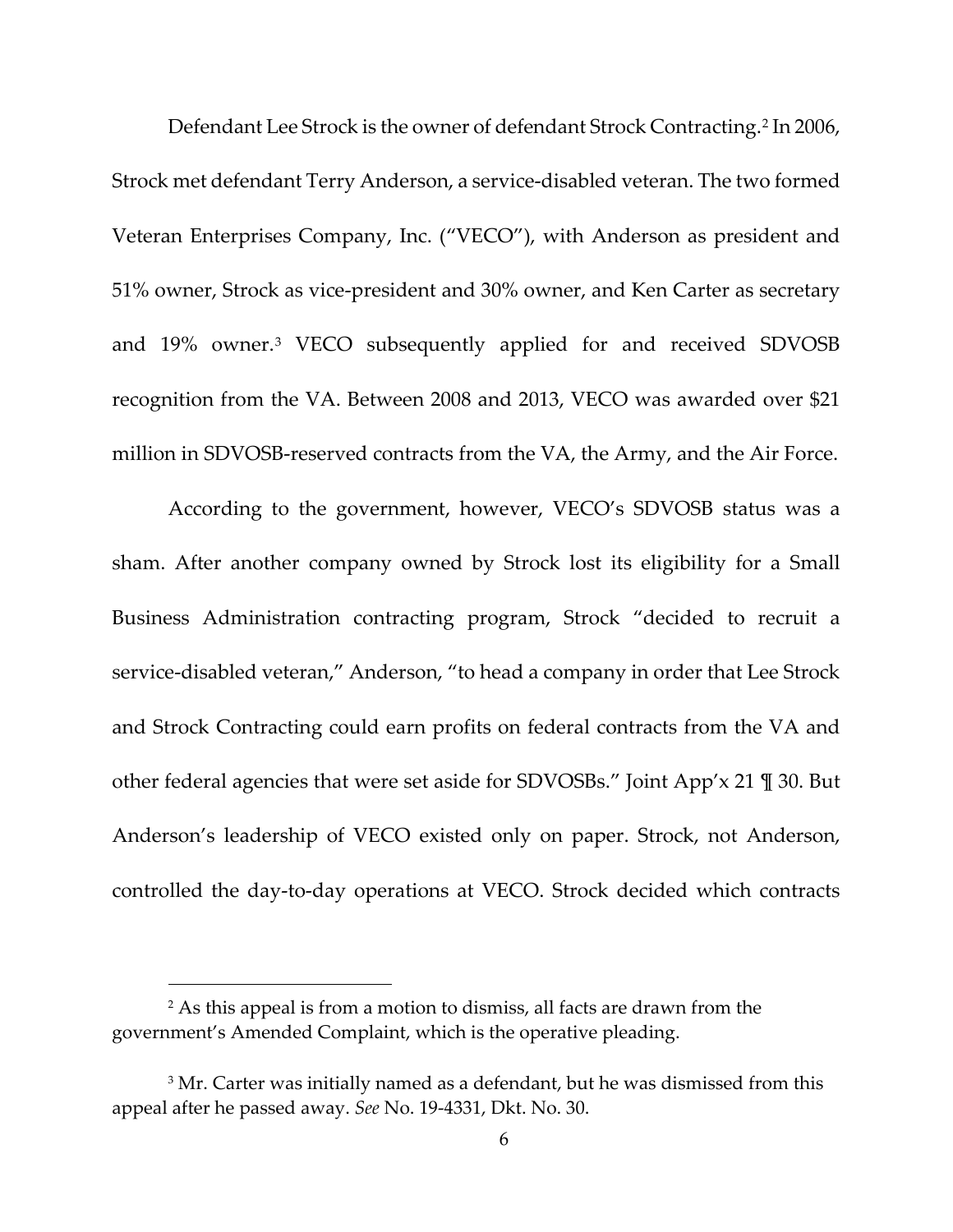Defendant Lee Strock is the owner of defendant Strock Contracting.[2] In 2006, Strock met defendant Terry Anderson, a service-disabled veteran. The two formed Veteran Enterprises Company, Inc. ("VECO"), with Anderson as president and 51% owner, Strock as vice-president and 30% owner, and Ken Carter as secretary and 19% owner.[3] VECO subsequently applied for and received SDVOSB recognition from the VA. Between 2008 and 2013, VECO was awarded over $21 million in SDVOSB-reserved contracts from the VA, the Army, and the Air Force.

According to the government, however, VECO's SDVOSB status was a sham. After another company owned by Strock lost its eligibility for a Small Business Administration contracting program, Strock "decided to recruit a service-disabled veteran," Anderson, "to head a company in order that Lee Strock and Strock Contracting could earn profits on federal contracts from the VA and other federal agencies that were set aside for SDVOSBs." Joint App'x 21 ¶ 30. But Anderson's leadership of VECO existed only on paper. Strock, not Anderson, controlled the day-to-day operations at VECO. Strock decided which contracts

---

[2] As this appeal is from a motion to dismiss, all facts are drawn from the government's Amended Complaint, which is the operative pleading.

[3] Mr. Carter was initially named as a defendant, but he was dismissed from this appeal after he passed away. *See* No. 19-4331, Dkt. No. 30.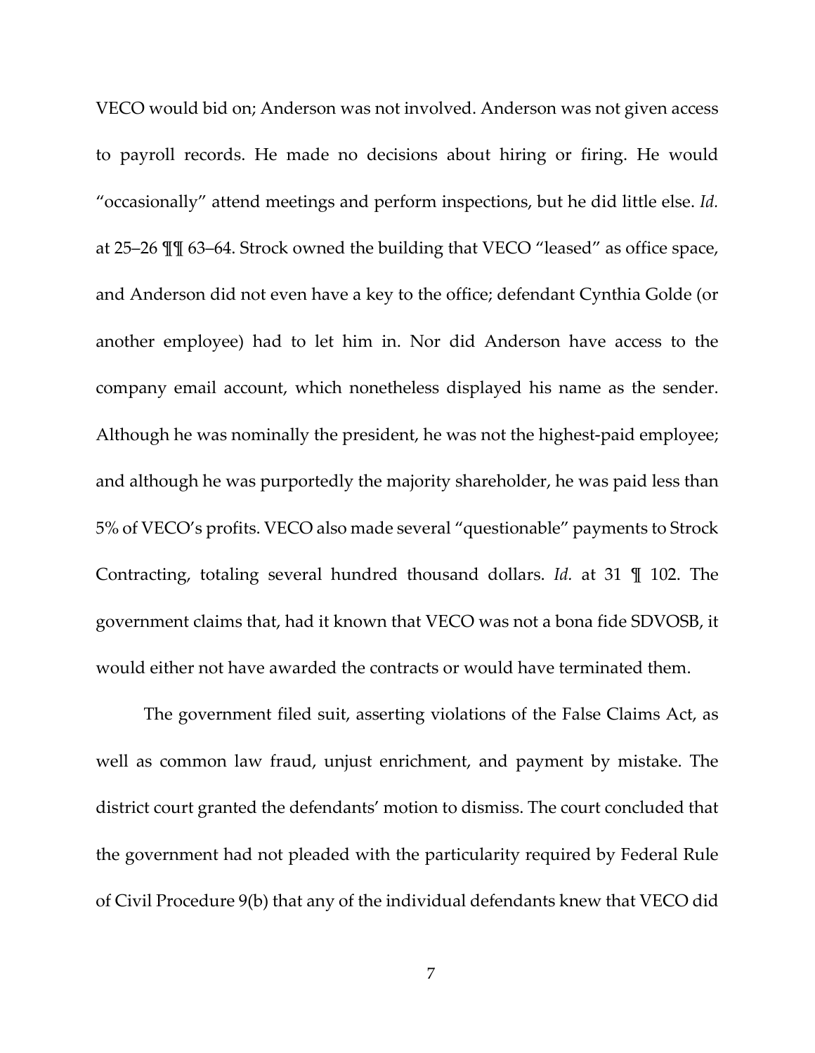VECO would bid on; Anderson was not involved. Anderson was not given access to payroll records. He made no decisions about hiring or firing. He would "occasionally" attend meetings and perform inspections, but he did little else. *Id.* at 25–26 ¶¶ 63–64. Strock owned the building that VECO "leased" as office space, and Anderson did not even have a key to the office; defendant Cynthia Golde (or another employee) had to let him in. Nor did Anderson have access to the company email account, which nonetheless displayed his name as the sender. Although he was nominally the president, he was not the highest-paid employee; and although he was purportedly the majority shareholder, he was paid less than 5% of VECO's profits. VECO also made several "questionable" payments to Strock Contracting, totaling several hundred thousand dollars. *Id.* at 31 ¶ 102. The government claims that, had it known that VECO was not a bona fide SDVOSB, it would either not have awarded the contracts or would have terminated them.

The government filed suit, asserting violations of the False Claims Act, as well as common law fraud, unjust enrichment, and payment by mistake. The district court granted the defendants' motion to dismiss. The court concluded that the government had not pleaded with the particularity required by Federal Rule of Civil Procedure 9(b) that any of the individual defendants knew that VECO did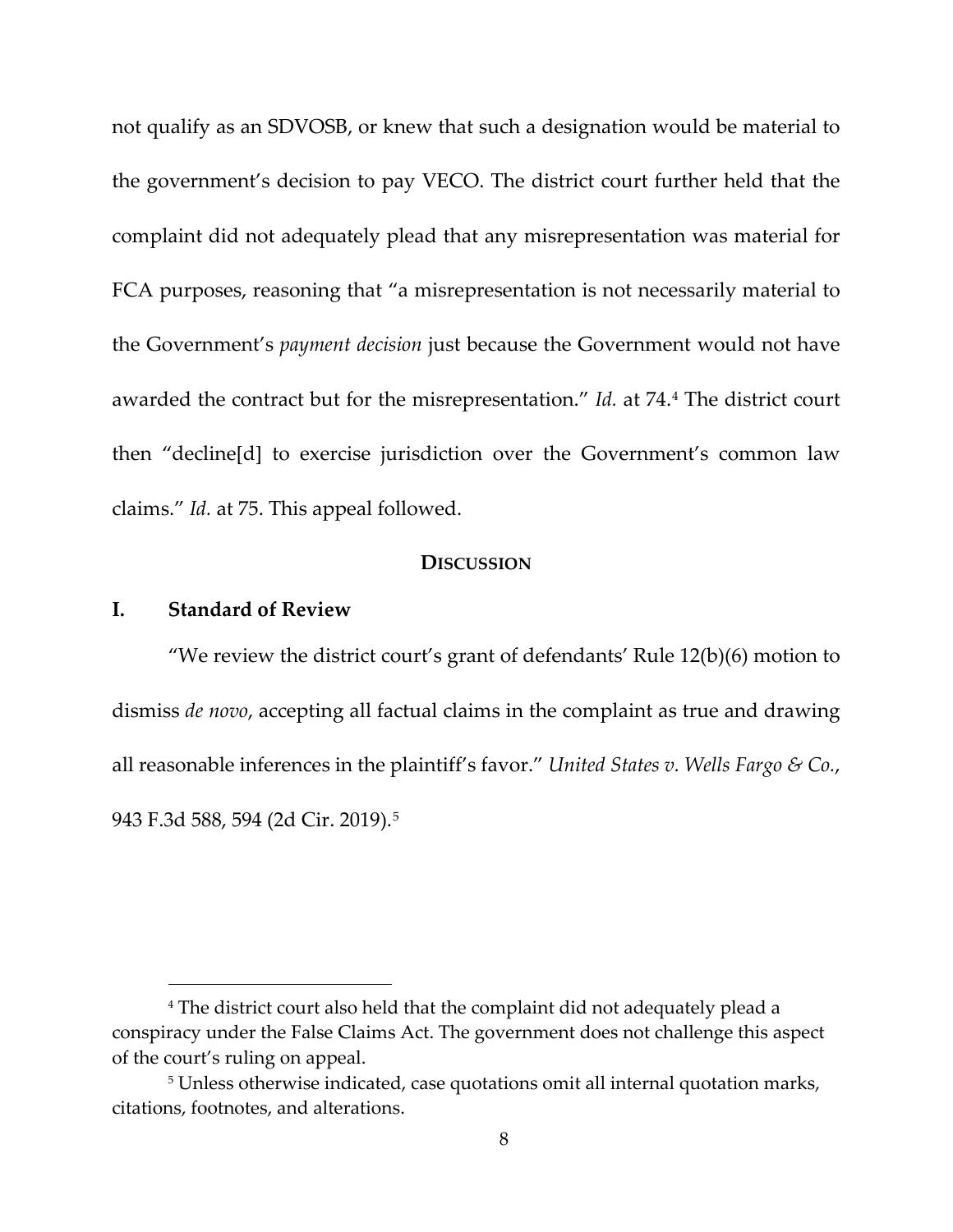not qualify as an SDVOSB, or knew that such a designation would be material to the government's decision to pay VECO. The district court further held that the complaint did not adequately plead that any misrepresentation was material for FCA purposes, reasoning that "a misrepresentation is not necessarily material to the Government's *payment decision* just because the Government would not have awarded the contract but for the misrepresentation." *Id.* at 74.[4] The district court then "decline[d] to exercise jurisdiction over the Government's common law claims." *Id.* at 75. This appeal followed.

## DISCUSSION

### I. Standard of Review

"We review the district court's grant of defendants' Rule 12(b)(6) motion to dismiss *de novo*, accepting all factual claims in the complaint as true and drawing all reasonable inferences in the plaintiff's favor." *United States v. Wells Fargo & Co.*, 943 F.3d 588, 594 (2d Cir. 2019).[5]

---

[4] The district court also held that the complaint did not adequately plead a conspiracy under the False Claims Act. The government does not challenge this aspect of the court's ruling on appeal.

[5] Unless otherwise indicated, case quotations omit all internal quotation marks, citations, footnotes, and alterations.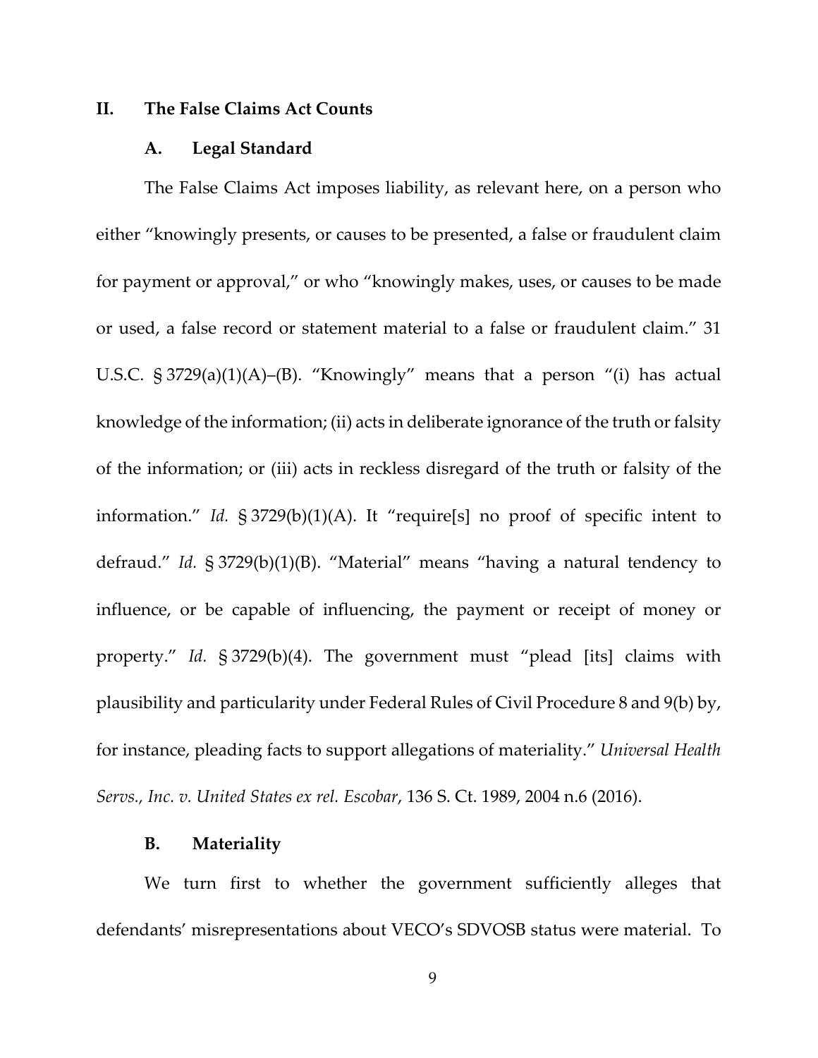## II. The False Claims Act Counts

### A. Legal Standard

The False Claims Act imposes liability, as relevant here, on a person who either "knowingly presents, or causes to be presented, a false or fraudulent claim for payment or approval," or who "knowingly makes, uses, or causes to be made or used, a false record or statement material to a false or fraudulent claim." 31 U.S.C. § 3729(a)(1)(A)–(B). "Knowingly" means that a person "(i) has actual knowledge of the information; (ii) acts in deliberate ignorance of the truth or falsity of the information; or (iii) acts in reckless disregard of the truth or falsity of the information." *Id.* § 3729(b)(1)(A). It "require[s] no proof of specific intent to defraud." *Id.* § 3729(b)(1)(B). "Material" means "having a natural tendency to influence, or be capable of influencing, the payment or receipt of money or property." *Id.* § 3729(b)(4). The government must "plead [its] claims with plausibility and particularity under Federal Rules of Civil Procedure 8 and 9(b) by, for instance, pleading facts to support allegations of materiality." *Universal Health Servs., Inc. v. United States ex rel. Escobar*, 136 S. Ct. 1989, 2004 n.6 (2016).

### B. Materiality

We turn first to whether the government sufficiently alleges that defendants' misrepresentations about VECO's SDVOSB status were material. To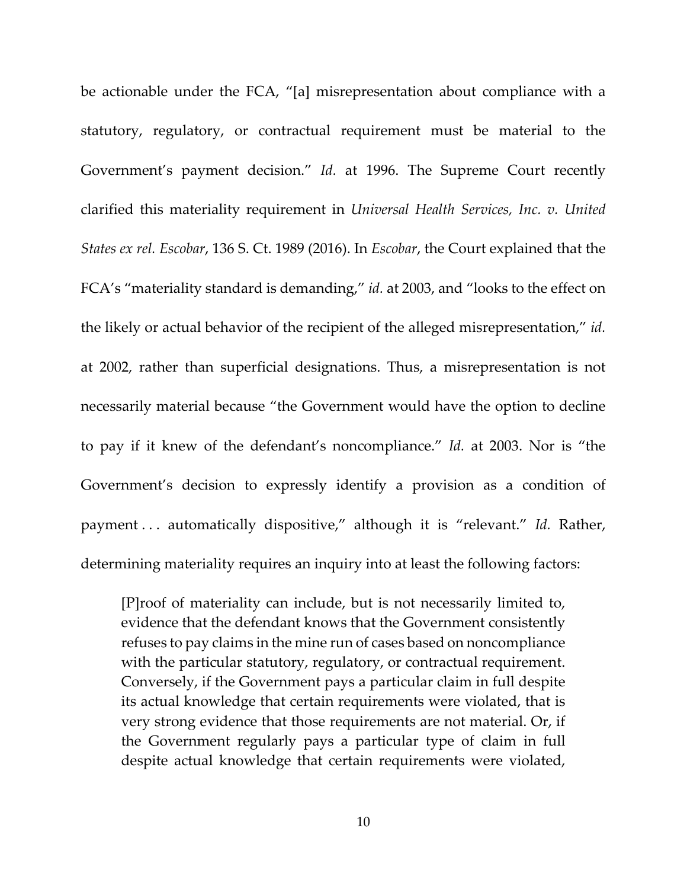be actionable under the FCA, "[a] misrepresentation about compliance with a statutory, regulatory, or contractual requirement must be material to the Government's payment decision." *Id.* at 1996. The Supreme Court recently clarified this materiality requirement in *Universal Health Services, Inc. v. United States ex rel. Escobar*, 136 S. Ct. 1989 (2016). In *Escobar*, the Court explained that the FCA's "materiality standard is demanding," *id.* at 2003, and "looks to the effect on the likely or actual behavior of the recipient of the alleged misrepresentation," *id.* at 2002, rather than superficial designations. Thus, a misrepresentation is not necessarily material because "the Government would have the option to decline to pay if it knew of the defendant's noncompliance." *Id.* at 2003. Nor is "the Government's decision to expressly identify a provision as a condition of payment . . . automatically dispositive," although it is "relevant." *Id.* Rather, determining materiality requires an inquiry into at least the following factors:

> [P]roof of materiality can include, but is not necessarily limited to, evidence that the defendant knows that the Government consistently refuses to pay claims in the mine run of cases based on noncompliance with the particular statutory, regulatory, or contractual requirement. Conversely, if the Government pays a particular claim in full despite its actual knowledge that certain requirements were violated, that is very strong evidence that those requirements are not material. Or, if the Government regularly pays a particular type of claim in full despite actual knowledge that certain requirements were violated,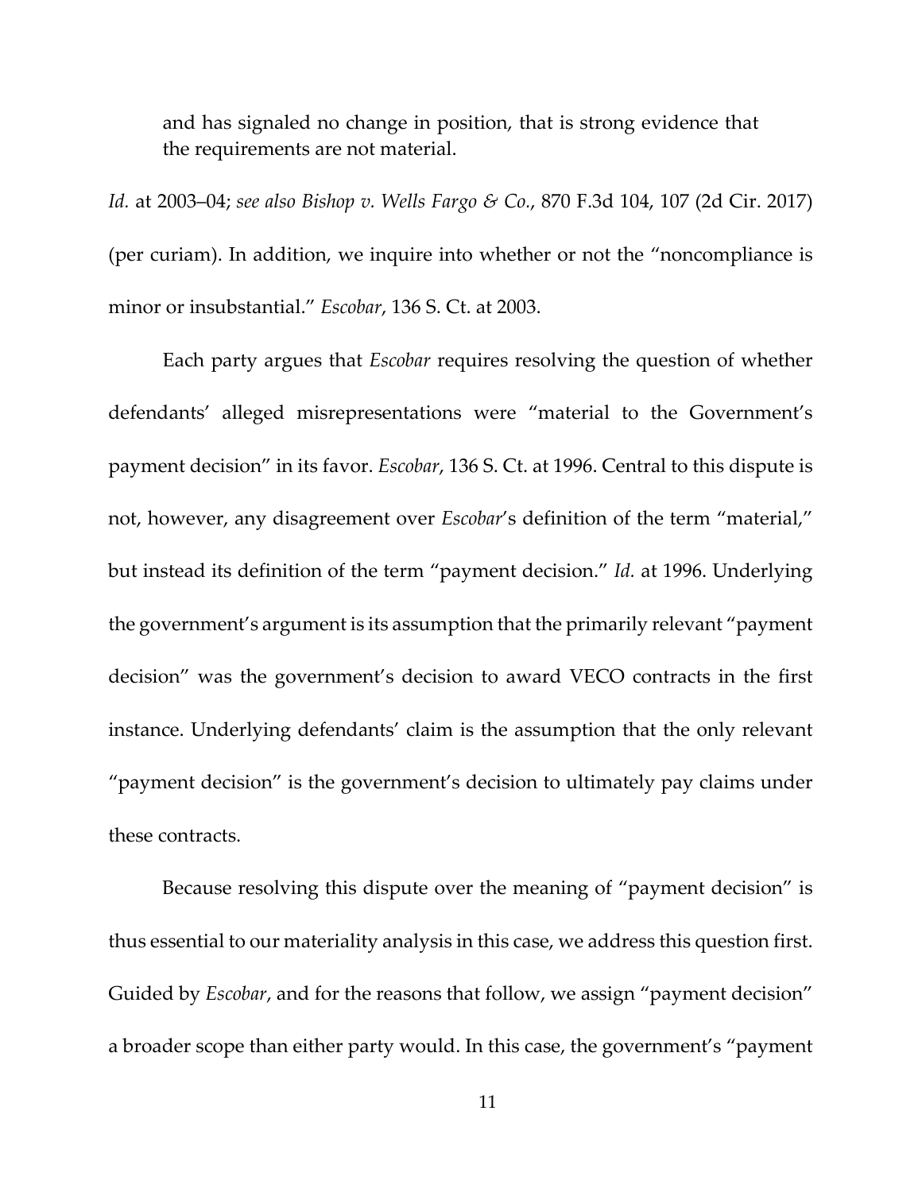and has signaled no change in position, that is strong evidence that the requirements are not material.

*Id.* at 2003–04; *see also Bishop v. Wells Fargo & Co.*, 870 F.3d 104, 107 (2d Cir. 2017) (per curiam). In addition, we inquire into whether or not the "noncompliance is minor or insubstantial." *Escobar*, 136 S. Ct. at 2003.

Each party argues that *Escobar* requires resolving the question of whether defendants' alleged misrepresentations were "material to the Government's payment decision" in its favor. *Escobar*, 136 S. Ct. at 1996. Central to this dispute is not, however, any disagreement over *Escobar*'s definition of the term "material," but instead its definition of the term "payment decision." *Id.* at 1996. Underlying the government's argument is its assumption that the primarily relevant "payment decision" was the government's decision to award VECO contracts in the first instance. Underlying defendants' claim is the assumption that the only relevant "payment decision" is the government's decision to ultimately pay claims under these contracts.

Because resolving this dispute over the meaning of "payment decision" is thus essential to our materiality analysis in this case, we address this question first. Guided by *Escobar*, and for the reasons that follow, we assign "payment decision" a broader scope than either party would. In this case, the government's "payment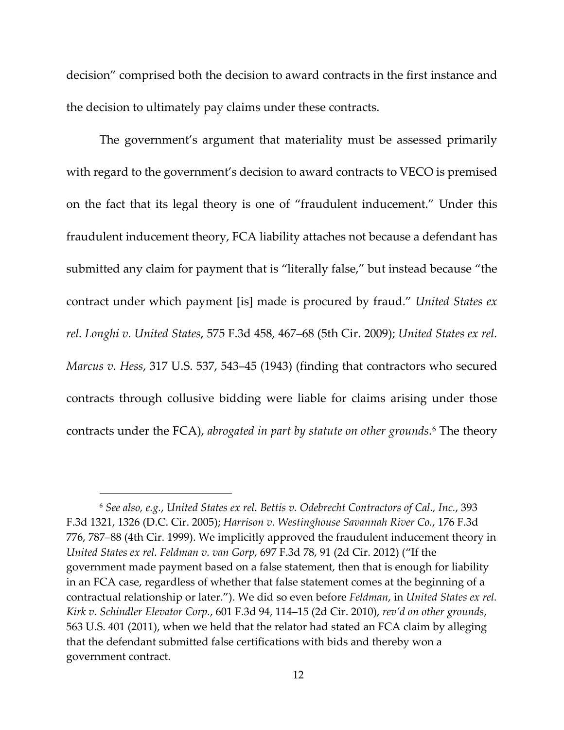decision" comprised both the decision to award contracts in the first instance and the decision to ultimately pay claims under these contracts.

The government's argument that materiality must be assessed primarily with regard to the government's decision to award contracts to VECO is premised on the fact that its legal theory is one of "fraudulent inducement." Under this fraudulent inducement theory, FCA liability attaches not because a defendant has submitted any claim for payment that is "literally false," but instead because "the contract under which payment [is] made is procured by fraud." *United States ex rel. Longhi v. United States*, 575 F.3d 458, 467–68 (5th Cir. 2009); *United States ex rel. Marcus v. Hess*, 317 U.S. 537, 543–45 (1943) (finding that contractors who secured contracts through collusive bidding were liable for claims arising under those contracts under the FCA), *abrogated in part by statute on other grounds*.[6] The theory

---

[6] *See also, e.g.*, *United States ex rel. Bettis v. Odebrecht Contractors of Cal., Inc.*, 393 F.3d 1321, 1326 (D.C. Cir. 2005); *Harrison v. Westinghouse Savannah River Co.*, 176 F.3d 776, 787–88 (4th Cir. 1999). We implicitly approved the fraudulent inducement theory in *United States ex rel. Feldman v. van Gorp*, 697 F.3d 78, 91 (2d Cir. 2012) ("If the government made payment based on a false statement, then that is enough for liability in an FCA case, regardless of whether that false statement comes at the beginning of a contractual relationship or later."). We did so even before *Feldman*, in *United States ex rel. Kirk v. Schindler Elevator Corp.*, 601 F.3d 94, 114–15 (2d Cir. 2010), *rev'd on other grounds*, 563 U.S. 401 (2011), when we held that the relator had stated an FCA claim by alleging that the defendant submitted false certifications with bids and thereby won a government contract.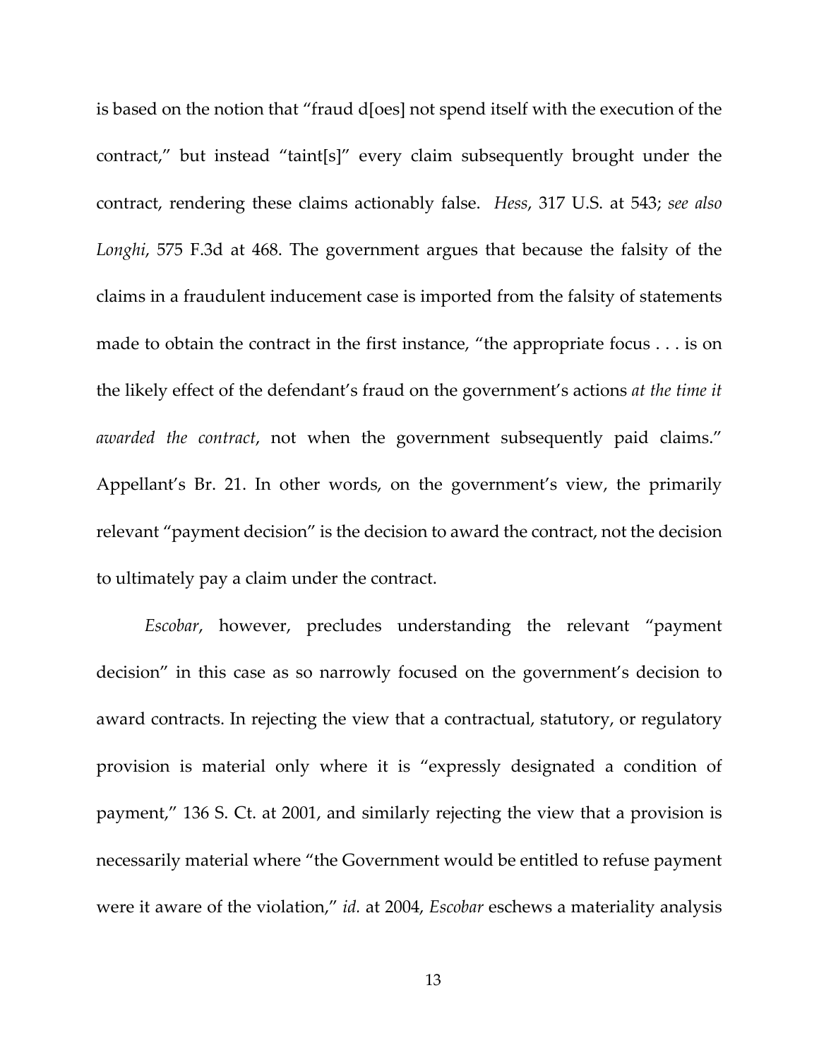is based on the notion that "fraud d[oes] not spend itself with the execution of the contract," but instead "taint[s]" every claim subsequently brought under the contract, rendering these claims actionably false. *Hess*, 317 U.S. at 543; *see also Longhi*, 575 F.3d at 468. The government argues that because the falsity of the claims in a fraudulent inducement case is imported from the falsity of statements made to obtain the contract in the first instance, "the appropriate focus . . . is on the likely effect of the defendant's fraud on the government's actions *at the time it awarded the contract*, not when the government subsequently paid claims." Appellant's Br. 21. In other words, on the government's view, the primarily relevant "payment decision" is the decision to award the contract, not the decision to ultimately pay a claim under the contract.

*Escobar*, however, precludes understanding the relevant "payment decision" in this case as so narrowly focused on the government's decision to award contracts. In rejecting the view that a contractual, statutory, or regulatory provision is material only where it is "expressly designated a condition of payment," 136 S. Ct. at 2001, and similarly rejecting the view that a provision is necessarily material where "the Government would be entitled to refuse payment were it aware of the violation," *id.* at 2004, *Escobar* eschews a materiality analysis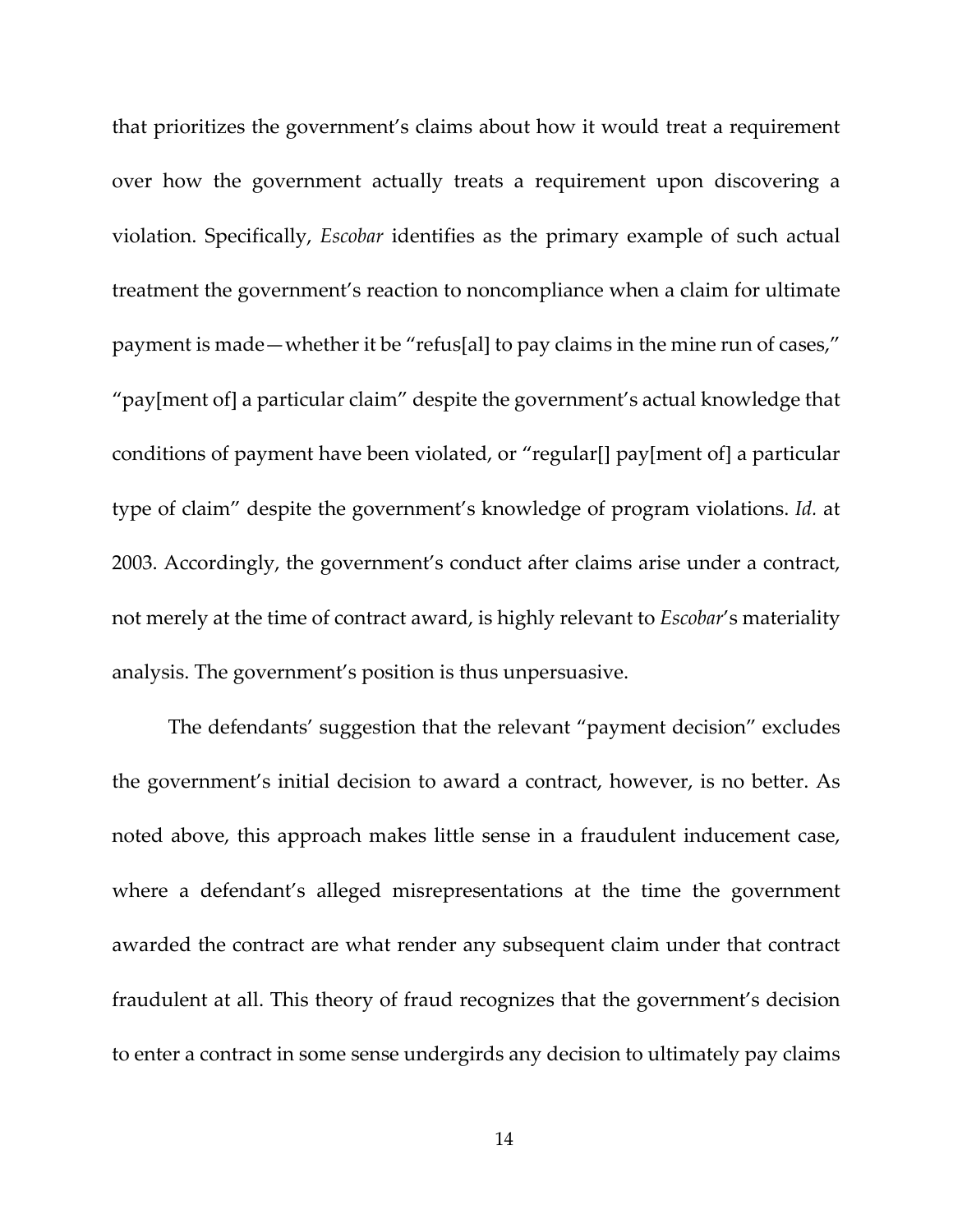that prioritizes the government's claims about how it would treat a requirement over how the government actually treats a requirement upon discovering a violation. Specifically, *Escobar* identifies as the primary example of such actual treatment the government's reaction to noncompliance when a claim for ultimate payment is made—whether it be "refus[al] to pay claims in the mine run of cases," "pay[ment of] a particular claim" despite the government's actual knowledge that conditions of payment have been violated, or "regular[] pay[ment of] a particular type of claim" despite the government's knowledge of program violations. *Id.* at 2003. Accordingly, the government's conduct after claims arise under a contract, not merely at the time of contract award, is highly relevant to *Escobar*'s materiality analysis. The government's position is thus unpersuasive.

The defendants' suggestion that the relevant "payment decision" excludes the government's initial decision to award a contract, however, is no better. As noted above, this approach makes little sense in a fraudulent inducement case, where a defendant's alleged misrepresentations at the time the government awarded the contract are what render any subsequent claim under that contract fraudulent at all. This theory of fraud recognizes that the government's decision to enter a contract in some sense undergirds any decision to ultimately pay claims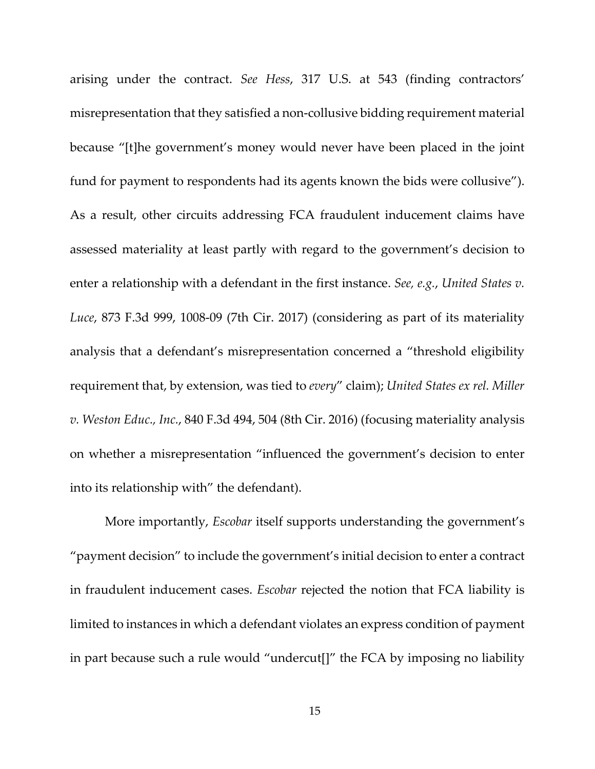arising under the contract. *See Hess*, 317 U.S. at 543 (finding contractors' misrepresentation that they satisfied a non-collusive bidding requirement material because "[t]he government's money would never have been placed in the joint fund for payment to respondents had its agents known the bids were collusive"). As a result, other circuits addressing FCA fraudulent inducement claims have assessed materiality at least partly with regard to the government's decision to enter a relationship with a defendant in the first instance. *See, e.g.*, *United States v. Luce*, 873 F.3d 999, 1008-09 (7th Cir. 2017) (considering as part of its materiality analysis that a defendant's misrepresentation concerned a "threshold eligibility requirement that, by extension, was tied to *every*" claim); *United States ex rel. Miller v. Weston Educ., Inc.*, 840 F.3d 494, 504 (8th Cir. 2016) (focusing materiality analysis on whether a misrepresentation "influenced the government's decision to enter into its relationship with" the defendant).

More importantly, *Escobar* itself supports understanding the government's "payment decision" to include the government's initial decision to enter a contract in fraudulent inducement cases. *Escobar* rejected the notion that FCA liability is limited to instances in which a defendant violates an express condition of payment in part because such a rule would "undercut[]" the FCA by imposing no liability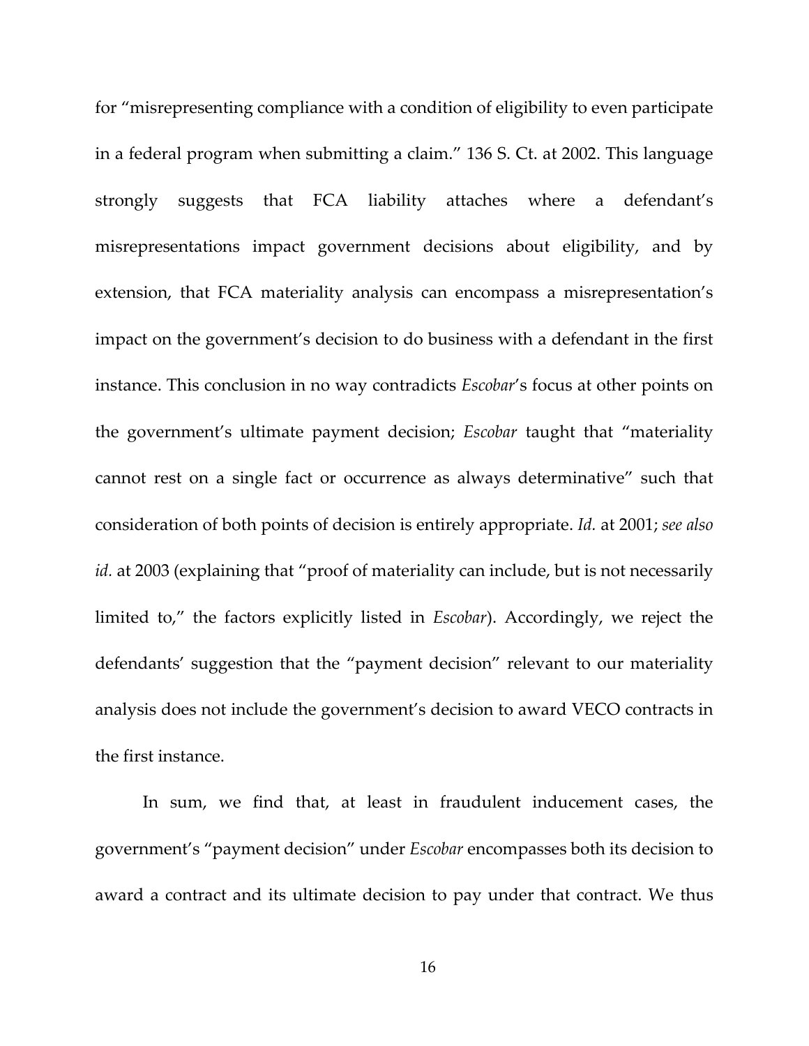for "misrepresenting compliance with a condition of eligibility to even participate in a federal program when submitting a claim." 136 S. Ct. at 2002. This language strongly suggests that FCA liability attaches where a defendant's misrepresentations impact government decisions about eligibility, and by extension, that FCA materiality analysis can encompass a misrepresentation's impact on the government's decision to do business with a defendant in the first instance. This conclusion in no way contradicts *Escobar*'s focus at other points on the government's ultimate payment decision; *Escobar* taught that "materiality cannot rest on a single fact or occurrence as always determinative" such that consideration of both points of decision is entirely appropriate. *Id.* at 2001; *see also id.* at 2003 (explaining that "proof of materiality can include, but is not necessarily limited to," the factors explicitly listed in *Escobar*). Accordingly, we reject the defendants' suggestion that the "payment decision" relevant to our materiality analysis does not include the government's decision to award VECO contracts in the first instance.

In sum, we find that, at least in fraudulent inducement cases, the government's "payment decision" under *Escobar* encompasses both its decision to award a contract and its ultimate decision to pay under that contract. We thus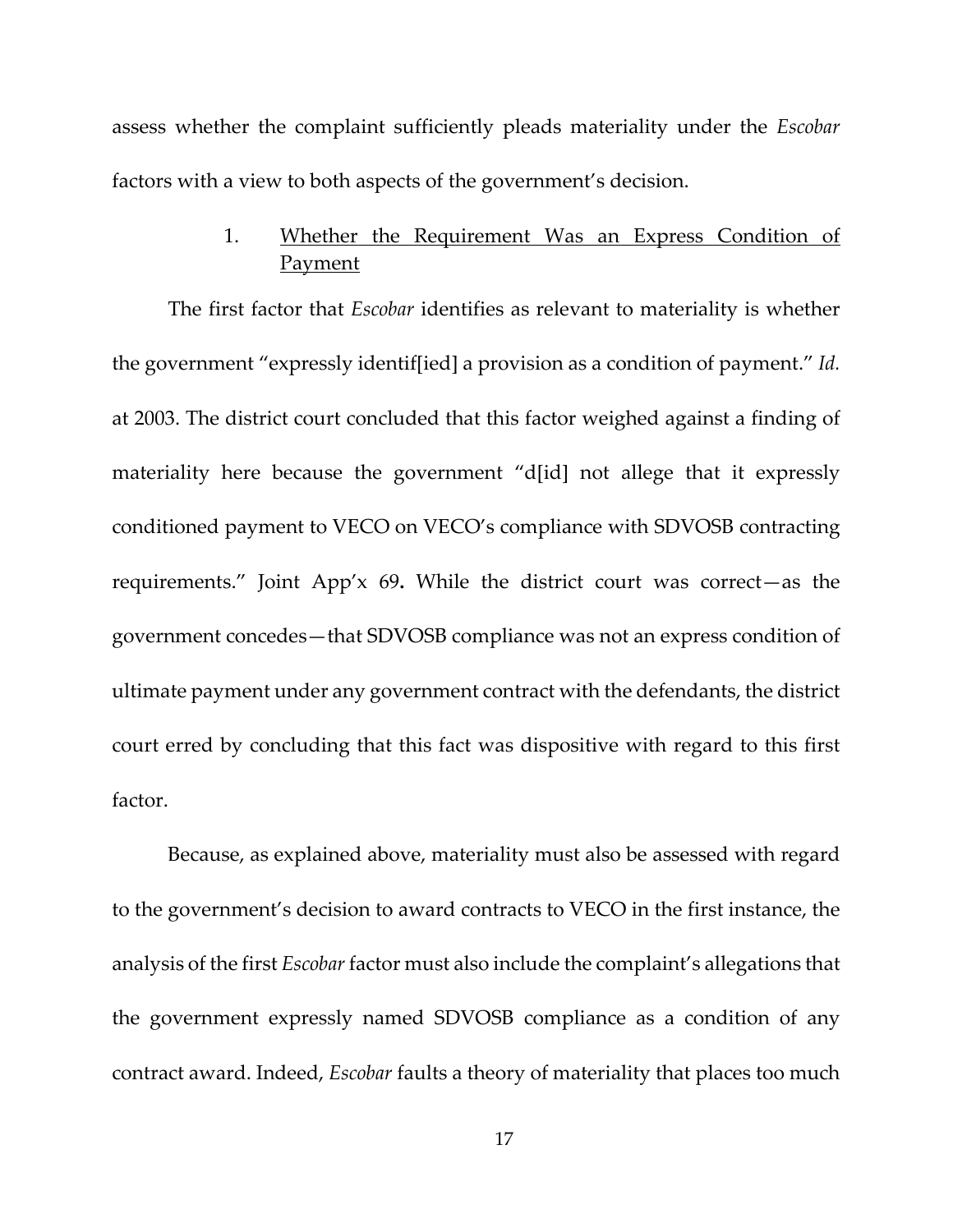assess whether the complaint sufficiently pleads materiality under the *Escobar* factors with a view to both aspects of the government's decision.

### 1. Whether the Requirement Was an Express Condition of Payment

The first factor that *Escobar* identifies as relevant to materiality is whether the government "expressly identif[ied] a provision as a condition of payment." *Id.* at 2003. The district court concluded that this factor weighed against a finding of materiality here because the government "d[id] not allege that it expressly conditioned payment to VECO on VECO's compliance with SDVOSB contracting requirements." Joint App'x 69**.** While the district court was correct—as the government concedes—that SDVOSB compliance was not an express condition of ultimate payment under any government contract with the defendants, the district court erred by concluding that this fact was dispositive with regard to this first factor.

Because, as explained above, materiality must also be assessed with regard to the government's decision to award contracts to VECO in the first instance, the analysis of the first *Escobar* factor must also include the complaint's allegations that the government expressly named SDVOSB compliance as a condition of any contract award. Indeed, *Escobar* faults a theory of materiality that places too much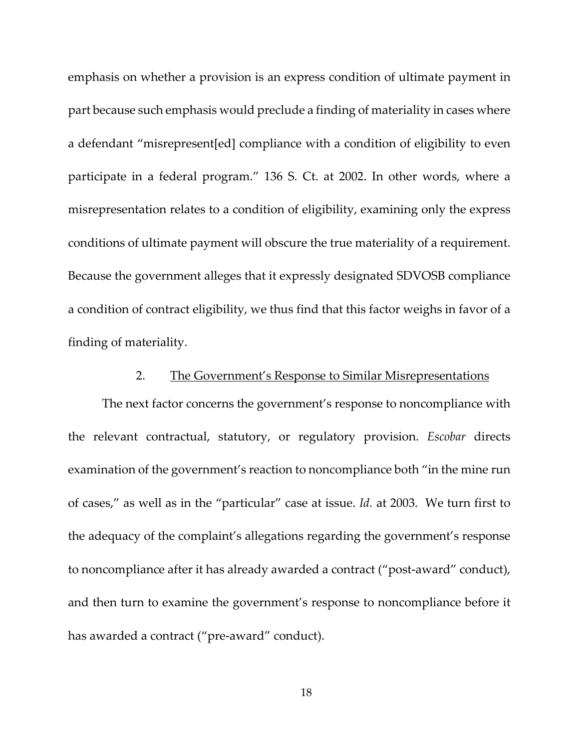emphasis on whether a provision is an express condition of ultimate payment in part because such emphasis would preclude a finding of materiality in cases where a defendant "misrepresent[ed] compliance with a condition of eligibility to even participate in a federal program." 136 S. Ct. at 2002. In other words, where a misrepresentation relates to a condition of eligibility, examining only the express conditions of ultimate payment will obscure the true materiality of a requirement. Because the government alleges that it expressly designated SDVOSB compliance a condition of contract eligibility, we thus find that this factor weighs in favor of a finding of materiality.

### 2. The Government's Response to Similar Misrepresentations

The next factor concerns the government's response to noncompliance with the relevant contractual, statutory, or regulatory provision. *Escobar* directs examination of the government's reaction to noncompliance both "in the mine run of cases," as well as in the "particular" case at issue. *Id.* at 2003. We turn first to the adequacy of the complaint's allegations regarding the government's response to noncompliance after it has already awarded a contract ("post-award" conduct), and then turn to examine the government's response to noncompliance before it has awarded a contract ("pre-award" conduct).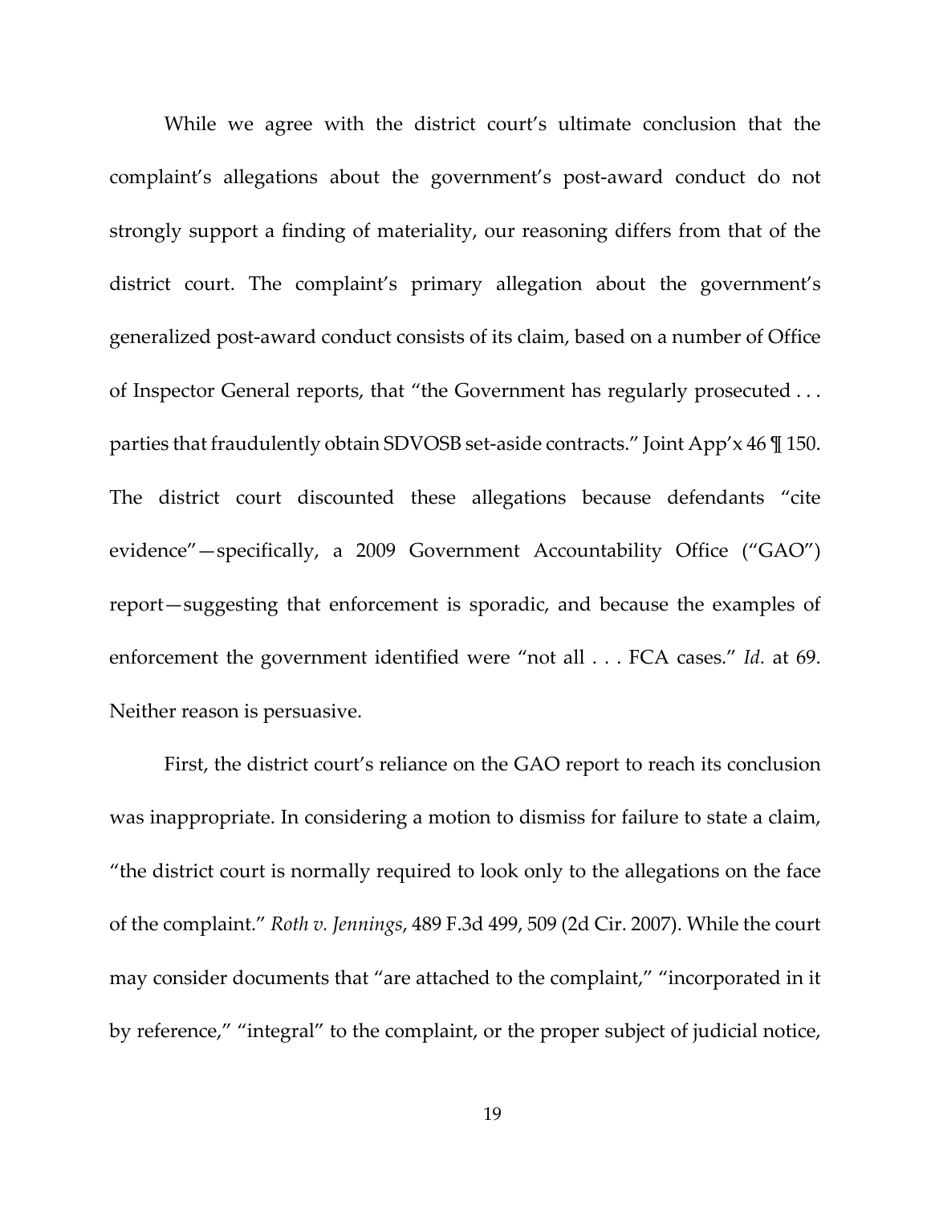While we agree with the district court's ultimate conclusion that the complaint's allegations about the government's post-award conduct do not strongly support a finding of materiality, our reasoning differs from that of the district court. The complaint's primary allegation about the government's generalized post-award conduct consists of its claim, based on a number of Office of Inspector General reports, that "the Government has regularly prosecuted . . . parties that fraudulently obtain SDVOSB set-aside contracts." Joint App'x 46 ¶ 150. The district court discounted these allegations because defendants "cite evidence"—specifically, a 2009 Government Accountability Office ("GAO") report—suggesting that enforcement is sporadic, and because the examples of enforcement the government identified were "not all . . . FCA cases." *Id.* at 69. Neither reason is persuasive.

First, the district court's reliance on the GAO report to reach its conclusion was inappropriate. In considering a motion to dismiss for failure to state a claim, "the district court is normally required to look only to the allegations on the face of the complaint." *Roth v. Jennings*, 489 F.3d 499, 509 (2d Cir. 2007). While the court may consider documents that "are attached to the complaint," "incorporated in it by reference," "integral" to the complaint, or the proper subject of judicial notice,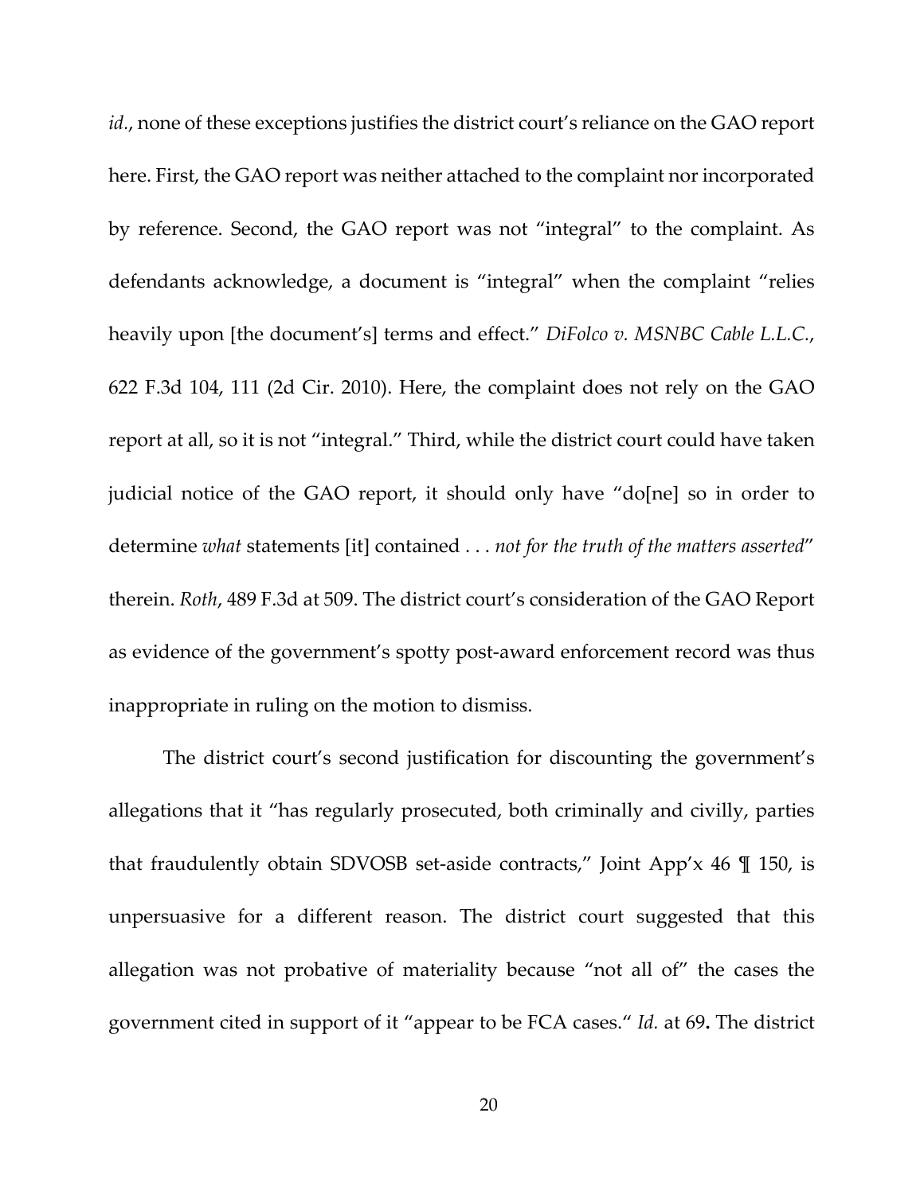*id.*, none of these exceptions justifies the district court's reliance on the GAO report here. First, the GAO report was neither attached to the complaint nor incorporated by reference. Second, the GAO report was not "integral" to the complaint. As defendants acknowledge, a document is "integral" when the complaint "relies heavily upon [the document's] terms and effect." *DiFolco v. MSNBC Cable L.L.C.*, 622 F.3d 104, 111 (2d Cir. 2010). Here, the complaint does not rely on the GAO report at all, so it is not "integral." Third, while the district court could have taken judicial notice of the GAO report, it should only have "do[ne] so in order to determine *what* statements [it] contained . . . *not for the truth of the matters asserted*" therein. *Roth*, 489 F.3d at 509. The district court's consideration of the GAO Report as evidence of the government's spotty post-award enforcement record was thus inappropriate in ruling on the motion to dismiss.

The district court's second justification for discounting the government's allegations that it "has regularly prosecuted, both criminally and civilly, parties that fraudulently obtain SDVOSB set-aside contracts," Joint App'x 46 ¶ 150, is unpersuasive for a different reason. The district court suggested that this allegation was not probative of materiality because "not all of" the cases the government cited in support of it "appear to be FCA cases." *Id.* at 69**.** The district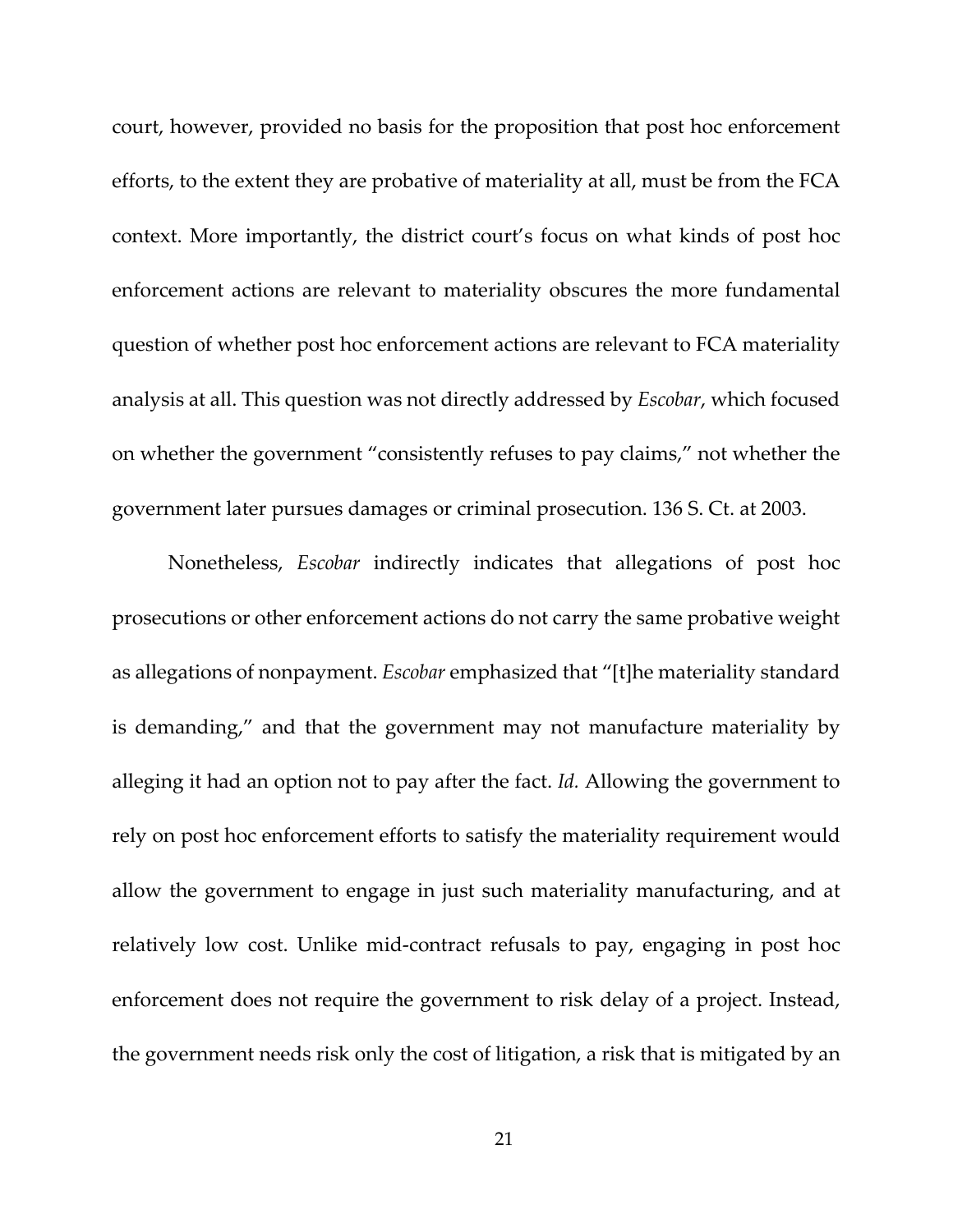court, however, provided no basis for the proposition that post hoc enforcement efforts, to the extent they are probative of materiality at all, must be from the FCA context. More importantly, the district court's focus on what kinds of post hoc enforcement actions are relevant to materiality obscures the more fundamental question of whether post hoc enforcement actions are relevant to FCA materiality analysis at all. This question was not directly addressed by *Escobar*, which focused on whether the government "consistently refuses to pay claims," not whether the government later pursues damages or criminal prosecution. 136 S. Ct. at 2003.

Nonetheless, *Escobar* indirectly indicates that allegations of post hoc prosecutions or other enforcement actions do not carry the same probative weight as allegations of nonpayment. *Escobar* emphasized that "[t]he materiality standard is demanding," and that the government may not manufacture materiality by alleging it had an option not to pay after the fact. *Id.* Allowing the government to rely on post hoc enforcement efforts to satisfy the materiality requirement would allow the government to engage in just such materiality manufacturing, and at relatively low cost. Unlike mid-contract refusals to pay, engaging in post hoc enforcement does not require the government to risk delay of a project. Instead, the government needs risk only the cost of litigation, a risk that is mitigated by an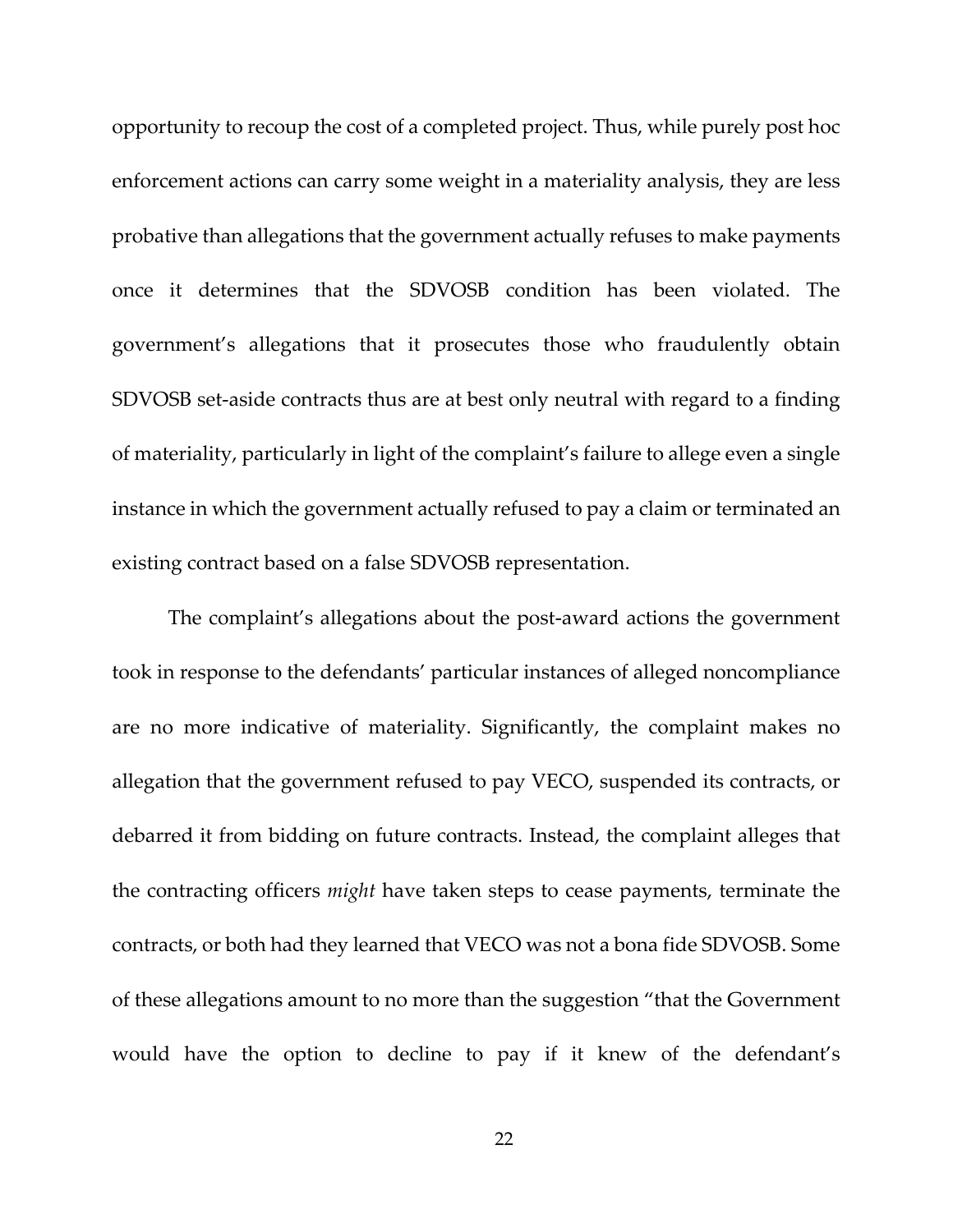opportunity to recoup the cost of a completed project. Thus, while purely post hoc enforcement actions can carry some weight in a materiality analysis, they are less probative than allegations that the government actually refuses to make payments once it determines that the SDVOSB condition has been violated. The government's allegations that it prosecutes those who fraudulently obtain SDVOSB set-aside contracts thus are at best only neutral with regard to a finding of materiality, particularly in light of the complaint's failure to allege even a single instance in which the government actually refused to pay a claim or terminated an existing contract based on a false SDVOSB representation.

The complaint's allegations about the post-award actions the government took in response to the defendants' particular instances of alleged noncompliance are no more indicative of materiality. Significantly, the complaint makes no allegation that the government refused to pay VECO, suspended its contracts, or debarred it from bidding on future contracts. Instead, the complaint alleges that the contracting officers *might* have taken steps to cease payments, terminate the contracts, or both had they learned that VECO was not a bona fide SDVOSB. Some of these allegations amount to no more than the suggestion "that the Government would have the option to decline to pay if it knew of the defendant's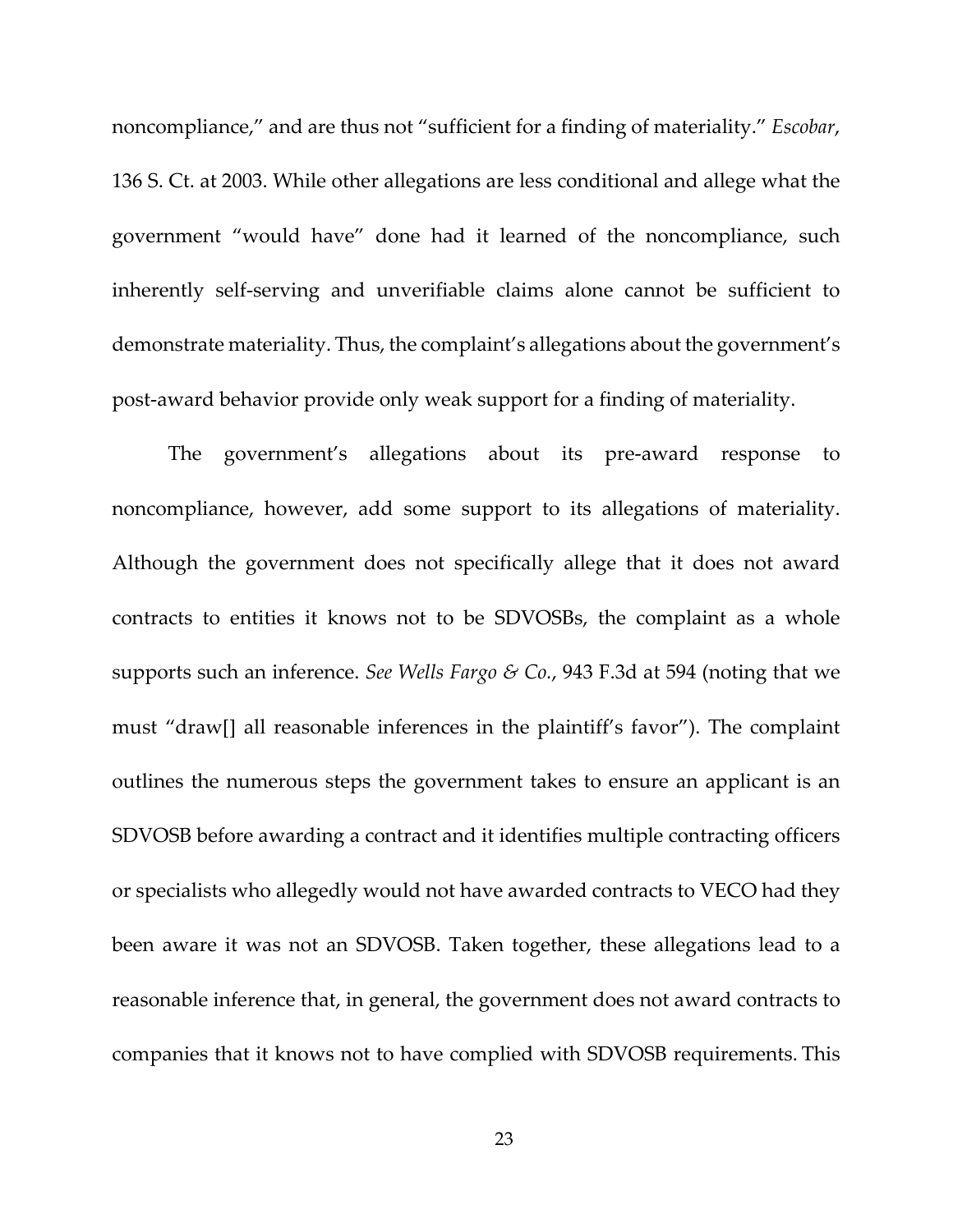noncompliance," and are thus not "sufficient for a finding of materiality." *Escobar*, 136 S. Ct. at 2003. While other allegations are less conditional and allege what the government "would have" done had it learned of the noncompliance, such inherently self-serving and unverifiable claims alone cannot be sufficient to demonstrate materiality. Thus, the complaint's allegations about the government's post-award behavior provide only weak support for a finding of materiality.

The government's allegations about its pre-award response to noncompliance, however, add some support to its allegations of materiality. Although the government does not specifically allege that it does not award contracts to entities it knows not to be SDVOSBs, the complaint as a whole supports such an inference. *See Wells Fargo & Co.*, 943 F.3d at 594 (noting that we must "draw[] all reasonable inferences in the plaintiff's favor"). The complaint outlines the numerous steps the government takes to ensure an applicant is an SDVOSB before awarding a contract and it identifies multiple contracting officers or specialists who allegedly would not have awarded contracts to VECO had they been aware it was not an SDVOSB. Taken together, these allegations lead to a reasonable inference that, in general, the government does not award contracts to companies that it knows not to have complied with SDVOSB requirements. This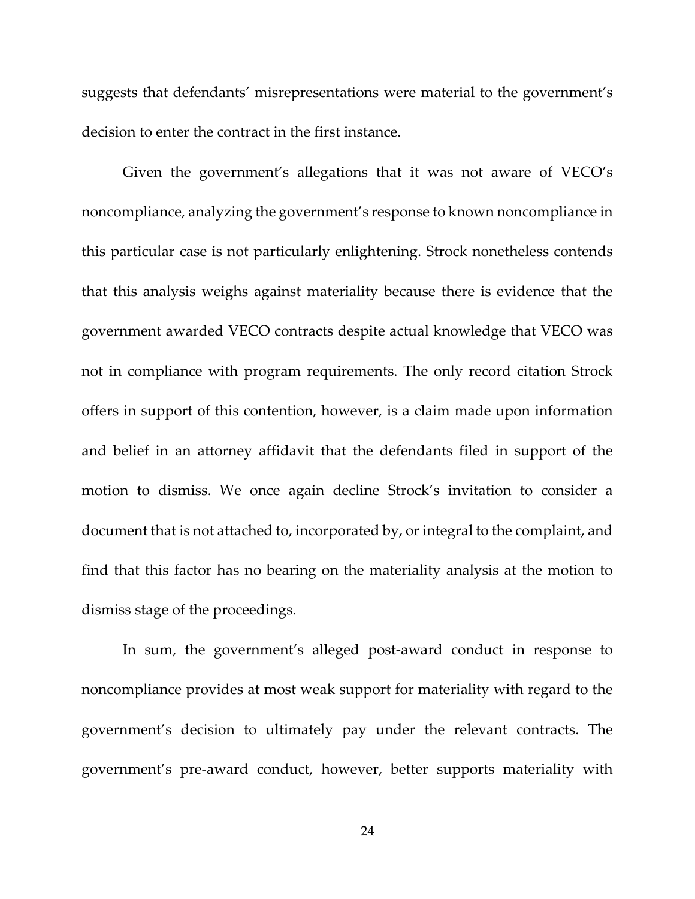suggests that defendants' misrepresentations were material to the government's decision to enter the contract in the first instance.

Given the government's allegations that it was not aware of VECO's noncompliance, analyzing the government's response to known noncompliance in this particular case is not particularly enlightening. Strock nonetheless contends that this analysis weighs against materiality because there is evidence that the government awarded VECO contracts despite actual knowledge that VECO was not in compliance with program requirements. The only record citation Strock offers in support of this contention, however, is a claim made upon information and belief in an attorney affidavit that the defendants filed in support of the motion to dismiss. We once again decline Strock's invitation to consider a document that is not attached to, incorporated by, or integral to the complaint, and find that this factor has no bearing on the materiality analysis at the motion to dismiss stage of the proceedings.

In sum, the government's alleged post-award conduct in response to noncompliance provides at most weak support for materiality with regard to the government's decision to ultimately pay under the relevant contracts. The government's pre-award conduct, however, better supports materiality with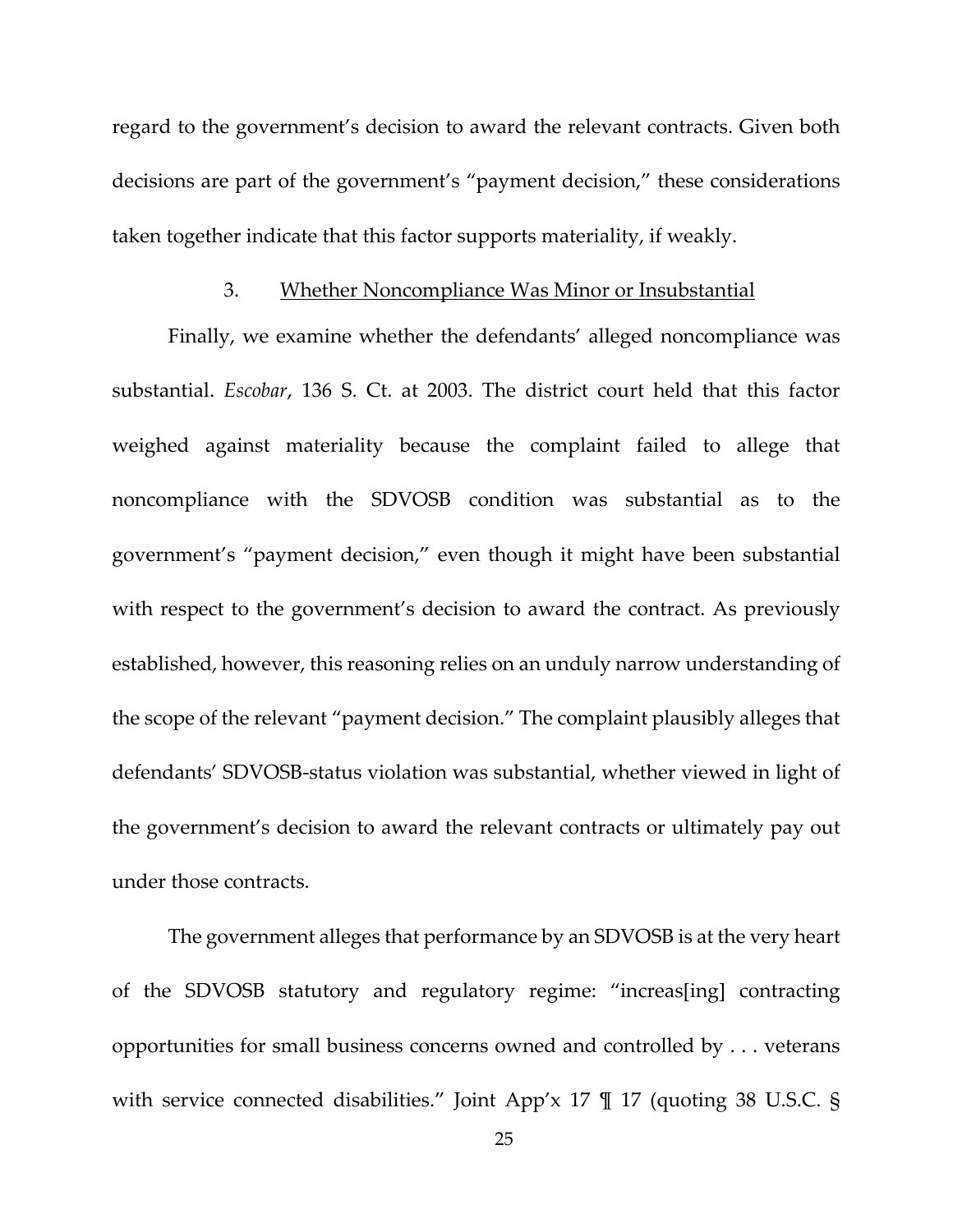regard to the government's decision to award the relevant contracts. Given both decisions are part of the government's "payment decision," these considerations taken together indicate that this factor supports materiality, if weakly.

### 3. Whether Noncompliance Was Minor or Insubstantial

Finally, we examine whether the defendants' alleged noncompliance was substantial. *Escobar*, 136 S. Ct. at 2003. The district court held that this factor weighed against materiality because the complaint failed to allege that noncompliance with the SDVOSB condition was substantial as to the government's "payment decision," even though it might have been substantial with respect to the government's decision to award the contract. As previously established, however, this reasoning relies on an unduly narrow understanding of the scope of the relevant "payment decision." The complaint plausibly alleges that defendants' SDVOSB-status violation was substantial, whether viewed in light of the government's decision to award the relevant contracts or ultimately pay out under those contracts.

The government alleges that performance by an SDVOSB is at the very heart of the SDVOSB statutory and regulatory regime: "increas[ing] contracting opportunities for small business concerns owned and controlled by . . . veterans with service connected disabilities." Joint App'x 17 ¶ 17 (quoting 38 U.S.C. §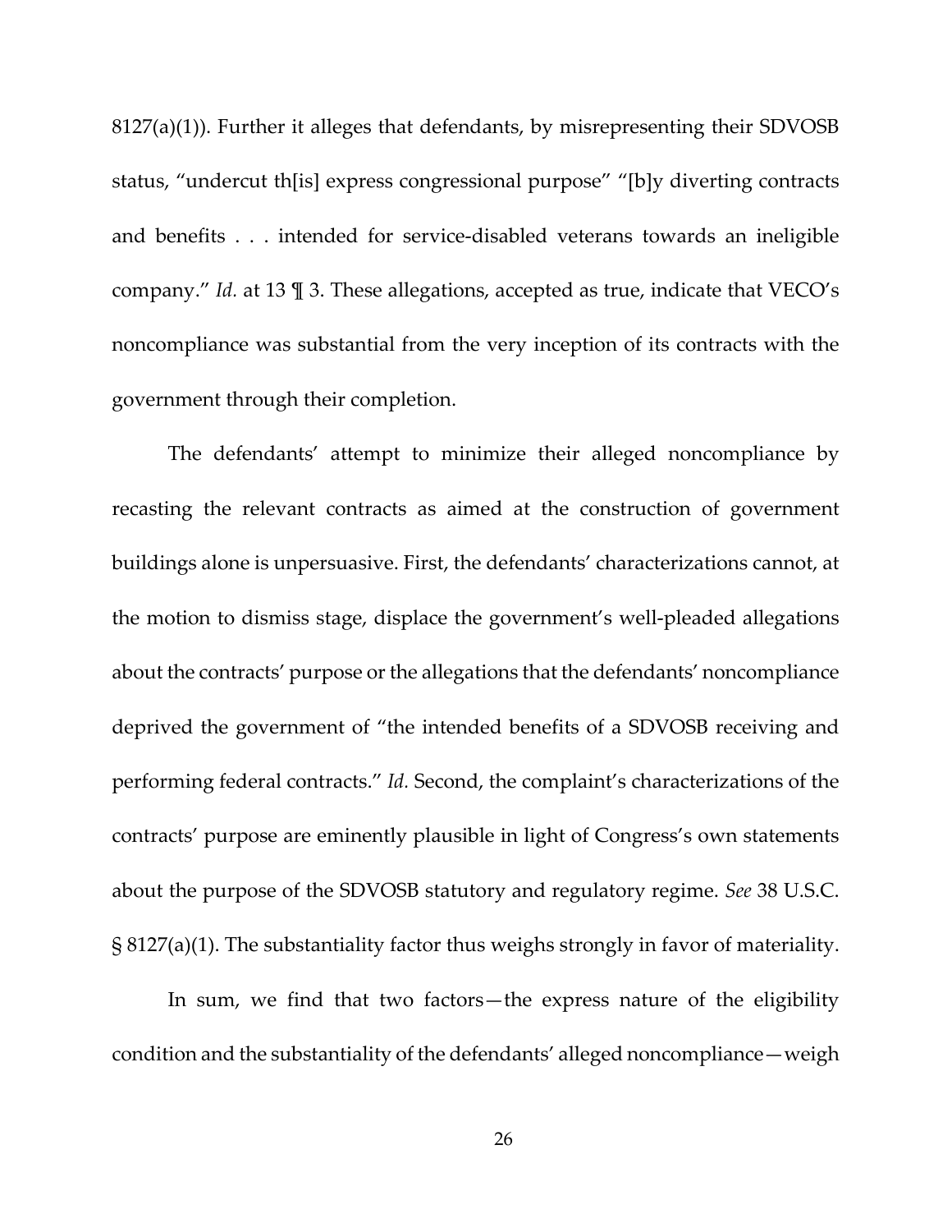8127(a)(1)). Further it alleges that defendants, by misrepresenting their SDVOSB status, "undercut th[is] express congressional purpose" "[b]y diverting contracts and benefits . . . intended for service-disabled veterans towards an ineligible company." *Id.* at 13 ¶ 3. These allegations, accepted as true, indicate that VECO's noncompliance was substantial from the very inception of its contracts with the government through their completion.

The defendants' attempt to minimize their alleged noncompliance by recasting the relevant contracts as aimed at the construction of government buildings alone is unpersuasive. First, the defendants' characterizations cannot, at the motion to dismiss stage, displace the government's well-pleaded allegations about the contracts' purpose or the allegations that the defendants' noncompliance deprived the government of "the intended benefits of a SDVOSB receiving and performing federal contracts." *Id.* Second, the complaint's characterizations of the contracts' purpose are eminently plausible in light of Congress's own statements about the purpose of the SDVOSB statutory and regulatory regime. *See* 38 U.S.C. § 8127(a)(1). The substantiality factor thus weighs strongly in favor of materiality.

In sum, we find that two factors—the express nature of the eligibility condition and the substantiality of the defendants' alleged noncompliance—weigh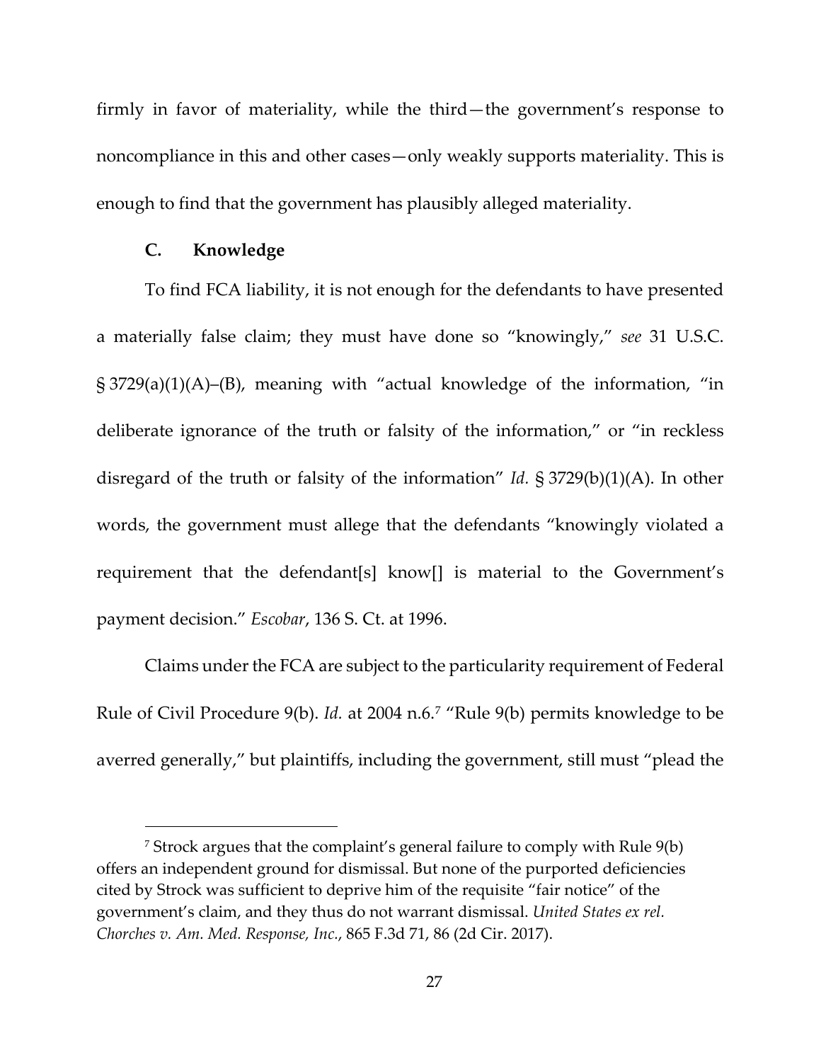firmly in favor of materiality, while the third—the government's response to noncompliance in this and other cases—only weakly supports materiality. This is enough to find that the government has plausibly alleged materiality.

### C. Knowledge

To find FCA liability, it is not enough for the defendants to have presented a materially false claim; they must have done so "knowingly," *see* 31 U.S.C. § 3729(a)(1)(A)–(B), meaning with "actual knowledge of the information, "in deliberate ignorance of the truth or falsity of the information," or "in reckless disregard of the truth or falsity of the information" *Id.* § 3729(b)(1)(A). In other words, the government must allege that the defendants "knowingly violated a requirement that the defendant[s] know[] is material to the Government's payment decision." *Escobar*, 136 S. Ct. at 1996.

Claims under the FCA are subject to the particularity requirement of Federal Rule of Civil Procedure 9(b). *Id.* at 2004 n.6.[7] "Rule 9(b) permits knowledge to be averred generally," but plaintiffs, including the government, still must "plead the

---

[7] Strock argues that the complaint's general failure to comply with Rule 9(b) offers an independent ground for dismissal. But none of the purported deficiencies cited by Strock was sufficient to deprive him of the requisite "fair notice" of the government's claim, and they thus do not warrant dismissal. *United States ex rel. Chorches v. Am. Med. Response, Inc.*, 865 F.3d 71, 86 (2d Cir. 2017).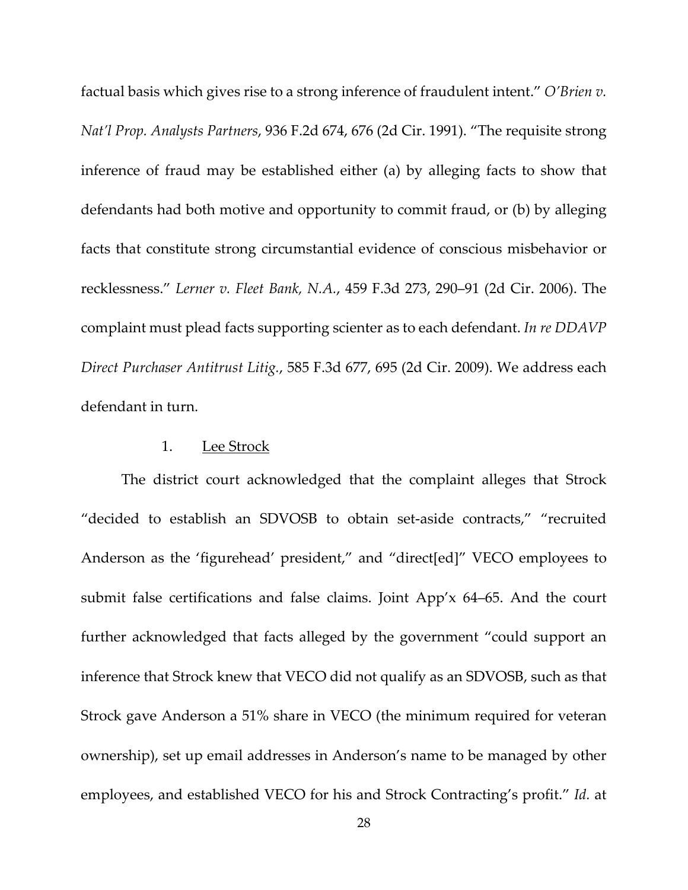factual basis which gives rise to a strong inference of fraudulent intent." *O'Brien v. Nat'l Prop. Analysts Partners*, 936 F.2d 674, 676 (2d Cir. 1991). "The requisite strong inference of fraud may be established either (a) by alleging facts to show that defendants had both motive and opportunity to commit fraud, or (b) by alleging facts that constitute strong circumstantial evidence of conscious misbehavior or recklessness." *Lerner v. Fleet Bank, N.A.*, 459 F.3d 273, 290–91 (2d Cir. 2006). The complaint must plead facts supporting scienter as to each defendant. *In re DDAVP Direct Purchaser Antitrust Litig.*, 585 F.3d 677, 695 (2d Cir. 2009). We address each defendant in turn.

#### 1. Lee Strock

The district court acknowledged that the complaint alleges that Strock "decided to establish an SDVOSB to obtain set-aside contracts," "recruited Anderson as the 'figurehead' president," and "direct[ed]" VECO employees to submit false certifications and false claims. Joint App'x 64–65. And the court further acknowledged that facts alleged by the government "could support an inference that Strock knew that VECO did not qualify as an SDVOSB, such as that Strock gave Anderson a 51% share in VECO (the minimum required for veteran ownership), set up email addresses in Anderson's name to be managed by other employees, and established VECO for his and Strock Contracting's profit." *Id.* at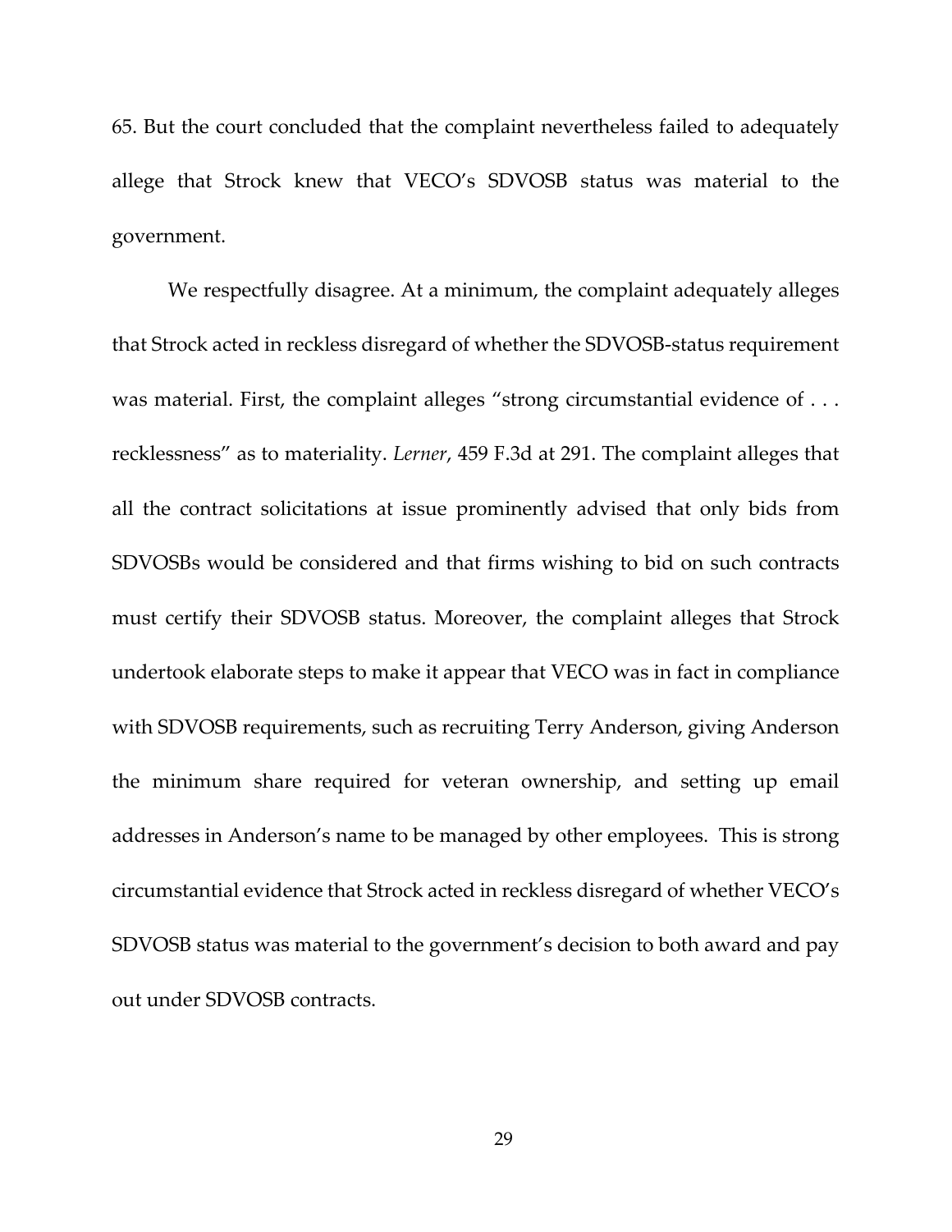65. But the court concluded that the complaint nevertheless failed to adequately allege that Strock knew that VECO's SDVOSB status was material to the government.

We respectfully disagree. At a minimum, the complaint adequately alleges that Strock acted in reckless disregard of whether the SDVOSB-status requirement was material. First, the complaint alleges "strong circumstantial evidence of . . . recklessness" as to materiality. *Lerner*, 459 F.3d at 291. The complaint alleges that all the contract solicitations at issue prominently advised that only bids from SDVOSBs would be considered and that firms wishing to bid on such contracts must certify their SDVOSB status. Moreover, the complaint alleges that Strock undertook elaborate steps to make it appear that VECO was in fact in compliance with SDVOSB requirements, such as recruiting Terry Anderson, giving Anderson the minimum share required for veteran ownership, and setting up email addresses in Anderson's name to be managed by other employees. This is strong circumstantial evidence that Strock acted in reckless disregard of whether VECO's SDVOSB status was material to the government's decision to both award and pay out under SDVOSB contracts.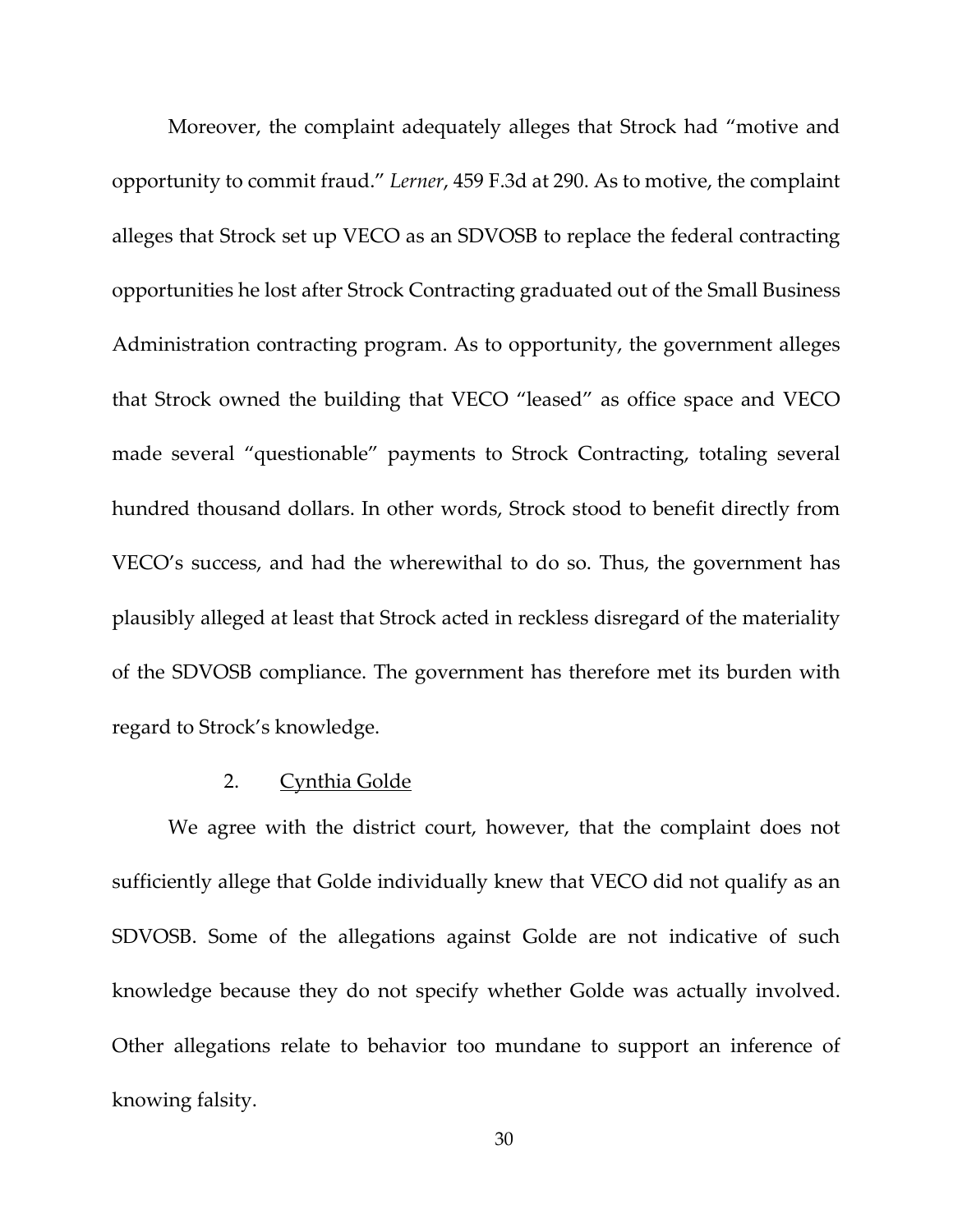Moreover, the complaint adequately alleges that Strock had "motive and opportunity to commit fraud." *Lerner*, 459 F.3d at 290. As to motive, the complaint alleges that Strock set up VECO as an SDVOSB to replace the federal contracting opportunities he lost after Strock Contracting graduated out of the Small Business Administration contracting program. As to opportunity, the government alleges that Strock owned the building that VECO "leased" as office space and VECO made several "questionable" payments to Strock Contracting, totaling several hundred thousand dollars. In other words, Strock stood to benefit directly from VECO's success, and had the wherewithal to do so. Thus, the government has plausibly alleged at least that Strock acted in reckless disregard of the materiality of the SDVOSB compliance. The government has therefore met its burden with regard to Strock's knowledge.

### 2. Cynthia Golde

We agree with the district court, however, that the complaint does not sufficiently allege that Golde individually knew that VECO did not qualify as an SDVOSB. Some of the allegations against Golde are not indicative of such knowledge because they do not specify whether Golde was actually involved. Other allegations relate to behavior too mundane to support an inference of knowing falsity.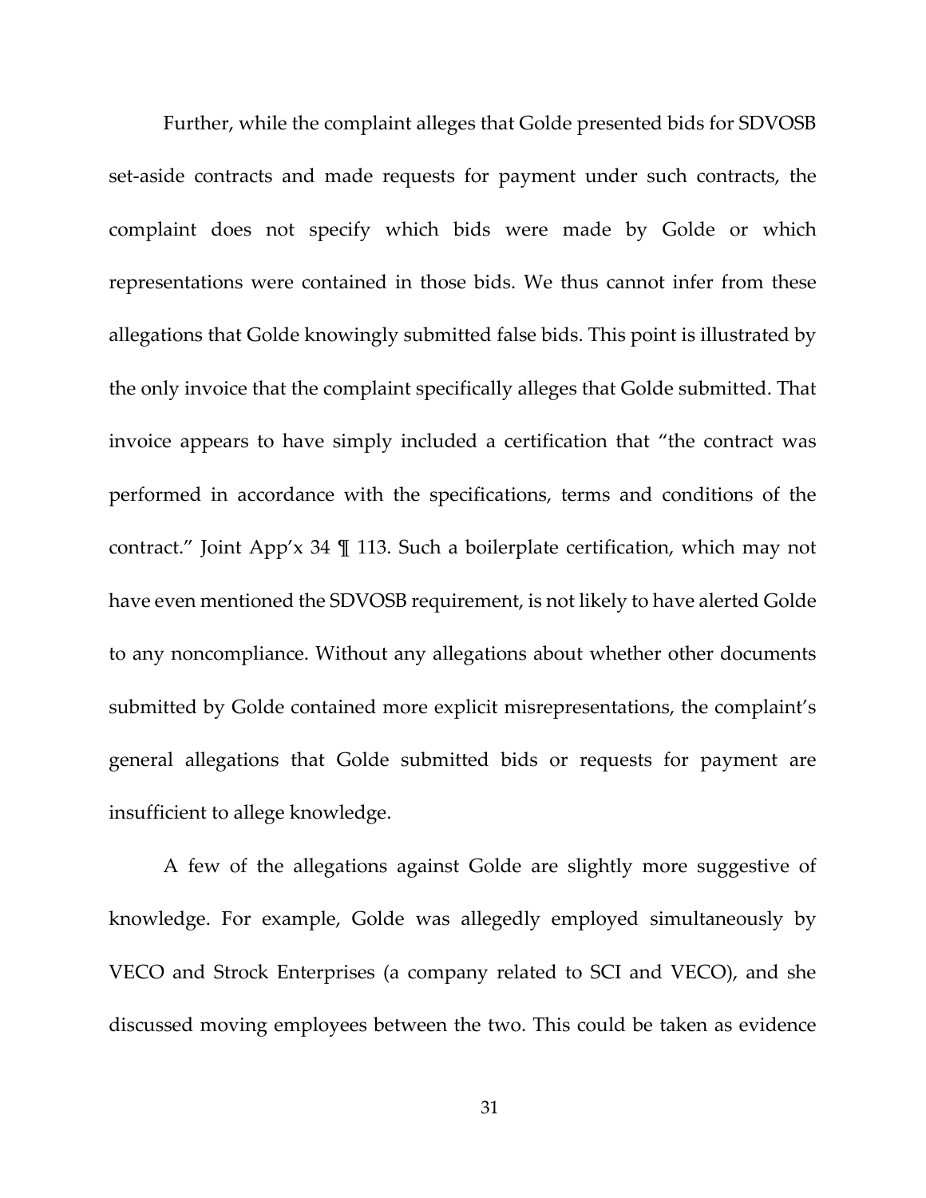Further, while the complaint alleges that Golde presented bids for SDVOSB set-aside contracts and made requests for payment under such contracts, the complaint does not specify which bids were made by Golde or which representations were contained in those bids. We thus cannot infer from these allegations that Golde knowingly submitted false bids. This point is illustrated by the only invoice that the complaint specifically alleges that Golde submitted. That invoice appears to have simply included a certification that "the contract was performed in accordance with the specifications, terms and conditions of the contract." Joint App'x 34 ¶ 113. Such a boilerplate certification, which may not have even mentioned the SDVOSB requirement, is not likely to have alerted Golde to any noncompliance. Without any allegations about whether other documents submitted by Golde contained more explicit misrepresentations, the complaint's general allegations that Golde submitted bids or requests for payment are insufficient to allege knowledge.

A few of the allegations against Golde are slightly more suggestive of knowledge. For example, Golde was allegedly employed simultaneously by VECO and Strock Enterprises (a company related to SCI and VECO), and she discussed moving employees between the two. This could be taken as evidence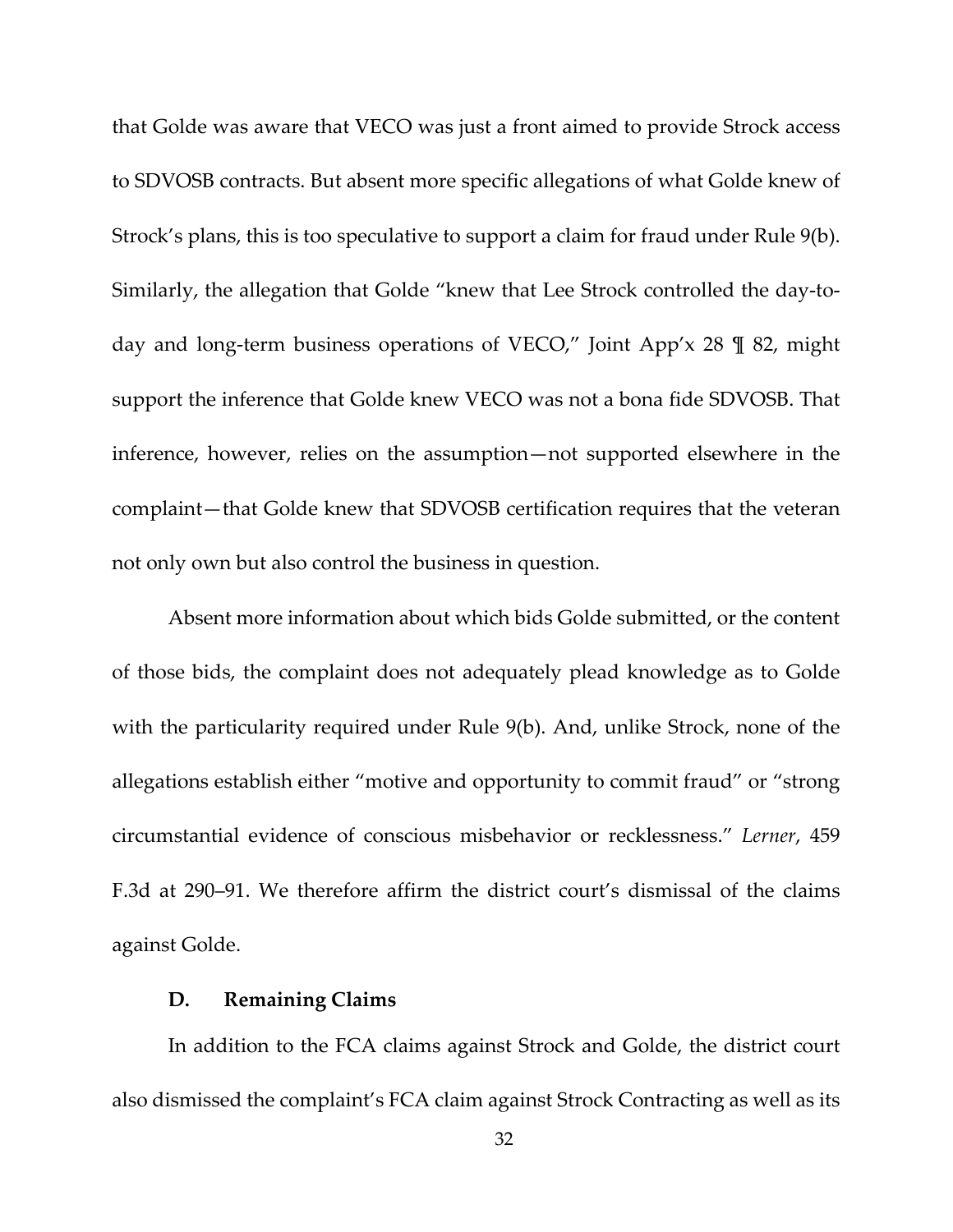that Golde was aware that VECO was just a front aimed to provide Strock access to SDVOSB contracts. But absent more specific allegations of what Golde knew of Strock's plans, this is too speculative to support a claim for fraud under Rule 9(b). Similarly, the allegation that Golde "knew that Lee Strock controlled the day-to-day and long-term business operations of VECO," Joint App'x 28 ¶ 82, might support the inference that Golde knew VECO was not a bona fide SDVOSB. That inference, however, relies on the assumption—not supported elsewhere in the complaint—that Golde knew that SDVOSB certification requires that the veteran not only own but also control the business in question.

Absent more information about which bids Golde submitted, or the content of those bids, the complaint does not adequately plead knowledge as to Golde with the particularity required under Rule 9(b). And, unlike Strock, none of the allegations establish either "motive and opportunity to commit fraud" or "strong circumstantial evidence of conscious misbehavior or recklessness." *Lerner*, 459 F.3d at 290–91. We therefore affirm the district court's dismissal of the claims against Golde.

### D. Remaining Claims

In addition to the FCA claims against Strock and Golde, the district court also dismissed the complaint's FCA claim against Strock Contracting as well as its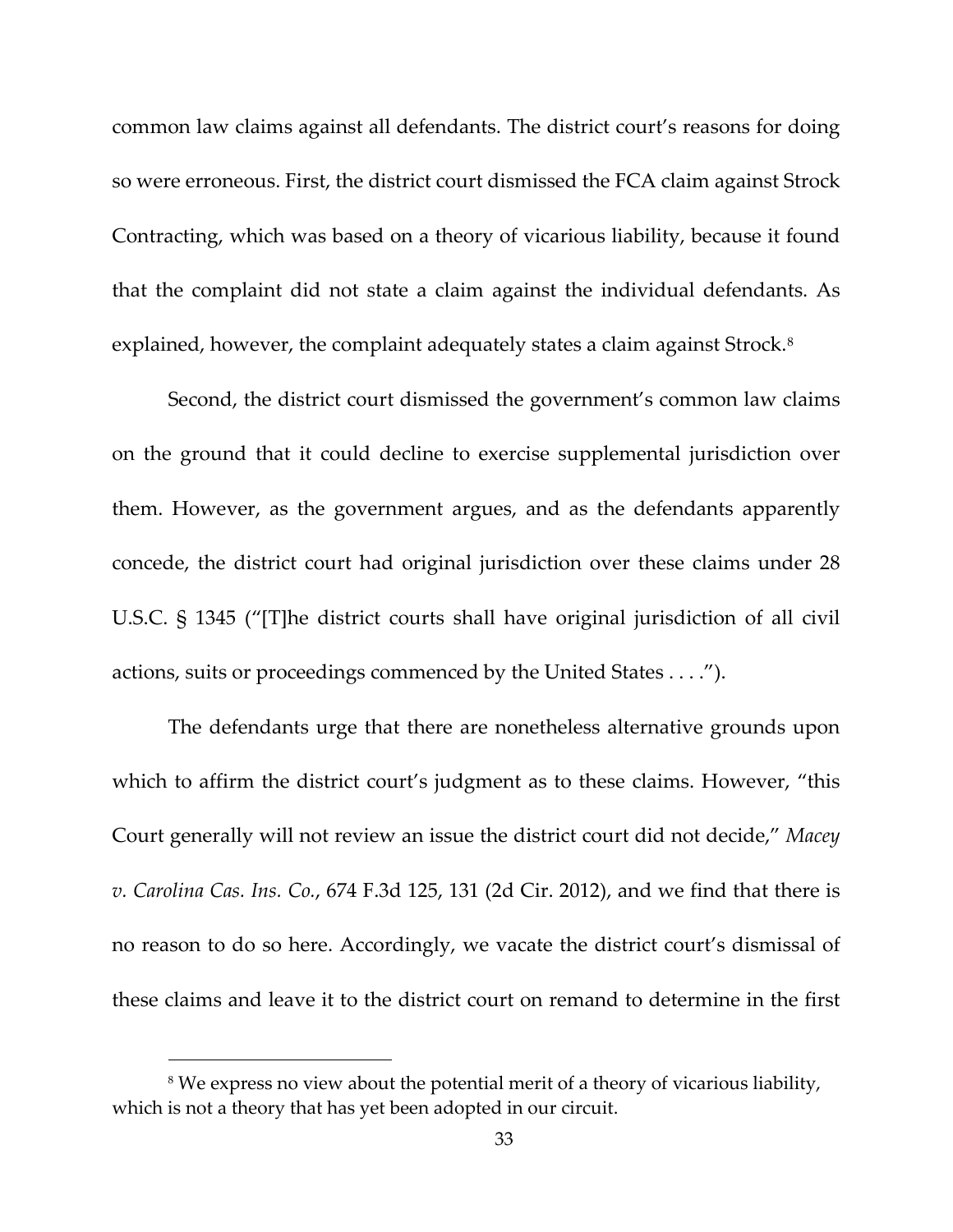common law claims against all defendants. The district court's reasons for doing so were erroneous. First, the district court dismissed the FCA claim against Strock Contracting, which was based on a theory of vicarious liability, because it found that the complaint did not state a claim against the individual defendants. As explained, however, the complaint adequately states a claim against Strock.[8]

Second, the district court dismissed the government's common law claims on the ground that it could decline to exercise supplemental jurisdiction over them. However, as the government argues, and as the defendants apparently concede, the district court had original jurisdiction over these claims under 28 U.S.C. § 1345 ("[T]he district courts shall have original jurisdiction of all civil actions, suits or proceedings commenced by the United States . . . .").

The defendants urge that there are nonetheless alternative grounds upon which to affirm the district court's judgment as to these claims. However, "this Court generally will not review an issue the district court did not decide," *Macey v. Carolina Cas. Ins. Co.*, 674 F.3d 125, 131 (2d Cir. 2012), and we find that there is no reason to do so here. Accordingly, we vacate the district court's dismissal of these claims and leave it to the district court on remand to determine in the first

---

[8] We express no view about the potential merit of a theory of vicarious liability, which is not a theory that has yet been adopted in our circuit.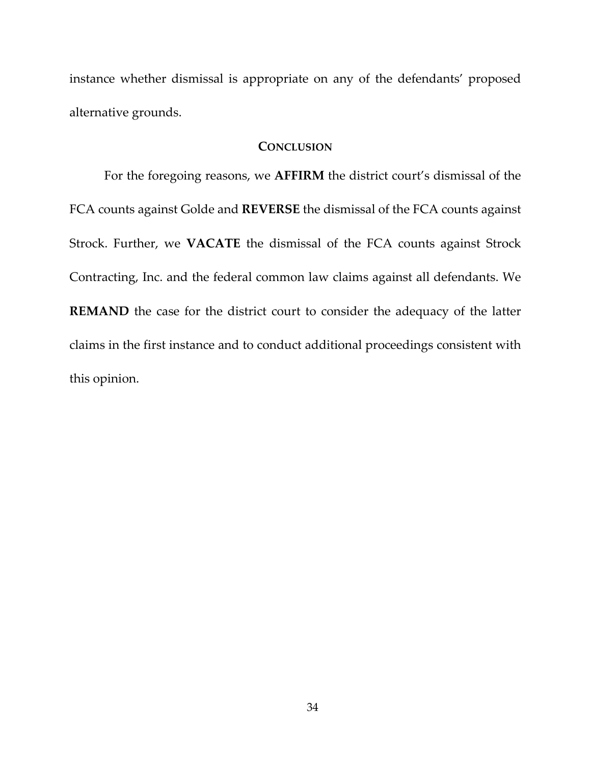instance whether dismissal is appropriate on any of the defendants' proposed alternative grounds.

## CONCLUSION

For the foregoing reasons, we **AFFIRM** the district court's dismissal of the FCA counts against Golde and **REVERSE** the dismissal of the FCA counts against Strock. Further, we **VACATE** the dismissal of the FCA counts against Strock Contracting, Inc. and the federal common law claims against all defendants. We **REMAND** the case for the district court to consider the adequacy of the latter claims in the first instance and to conduct additional proceedings consistent with this opinion.